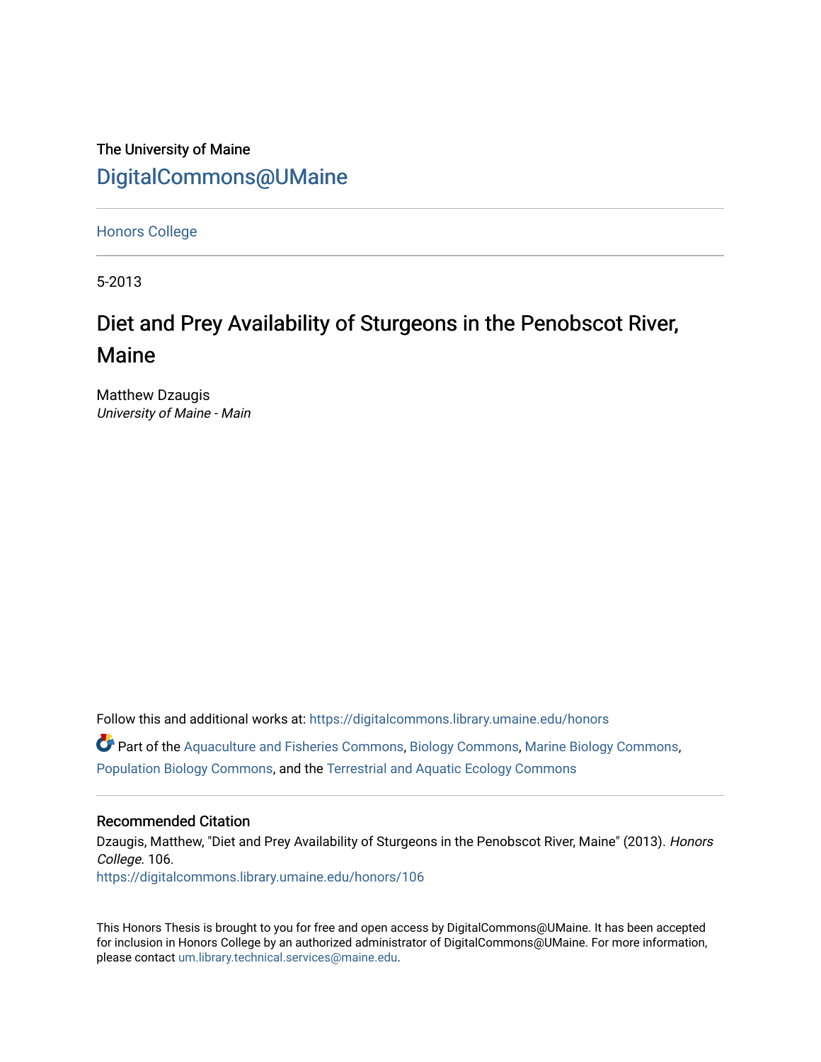The University of Maine

DigitalCommons@UMaine

Honors College

5-2013

# Diet and Prey Availability of Sturgeons in the Penobscot River, Maine

Matthew Dzaugis

*University of Maine - Main*

Follow this and additional works at: https://digitalcommons.library.umaine.edu/honors

Part of the Aquaculture and Fisheries Commons, Biology Commons, Marine Biology Commons, Population Biology Commons, and the Terrestrial and Aquatic Ecology Commons

## Recommended Citation

Dzaugis, Matthew, "Diet and Prey Availability of Sturgeons in the Penobscot River, Maine" (2013). *Honors College*. 106.

https://digitalcommons.library.umaine.edu/honors/106

This Honors Thesis is brought to you for free and open access by DigitalCommons@UMaine. It has been accepted for inclusion in Honors College by an authorized administrator of DigitalCommons@UMaine. For more information, please contact um.library.technical.services@maine.edu.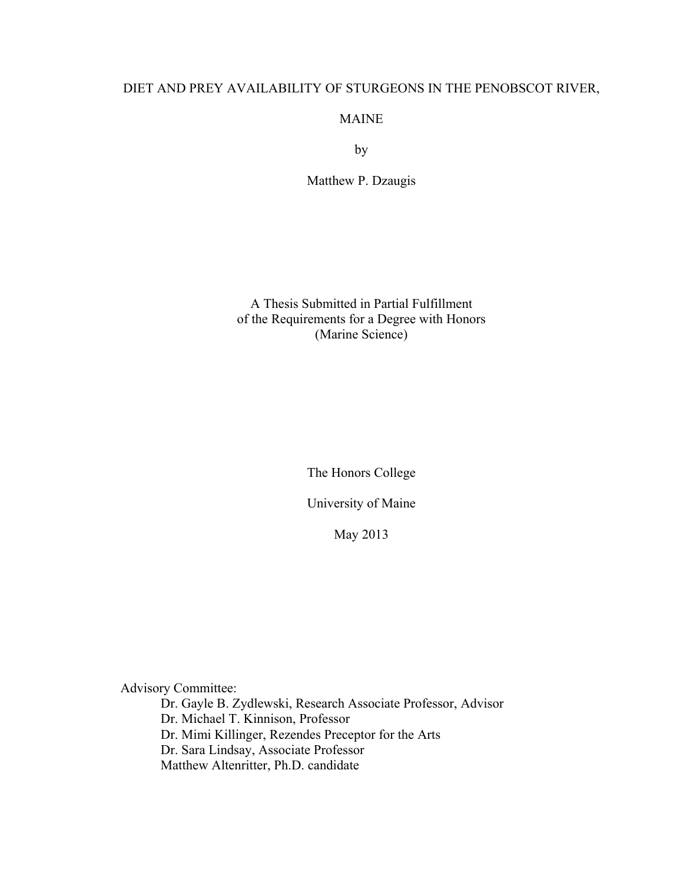# DIET AND PREY AVAILABILITY OF STURGEONS IN THE PENOBSCOT RIVER, MAINE

by

Matthew P. Dzaugis

A Thesis Submitted in Partial Fulfillment
of the Requirements for a Degree with Honors
(Marine Science)

The Honors College

University of Maine

May 2013

Advisory Committee:

- Dr. Gayle B. Zydlewski, Research Associate Professor, Advisor
- Dr. Michael T. Kinnison, Professor
- Dr. Mimi Killinger, Rezendes Preceptor for the Arts
- Dr. Sara Lindsay, Associate Professor
- Matthew Altenritter, Ph.D. candidate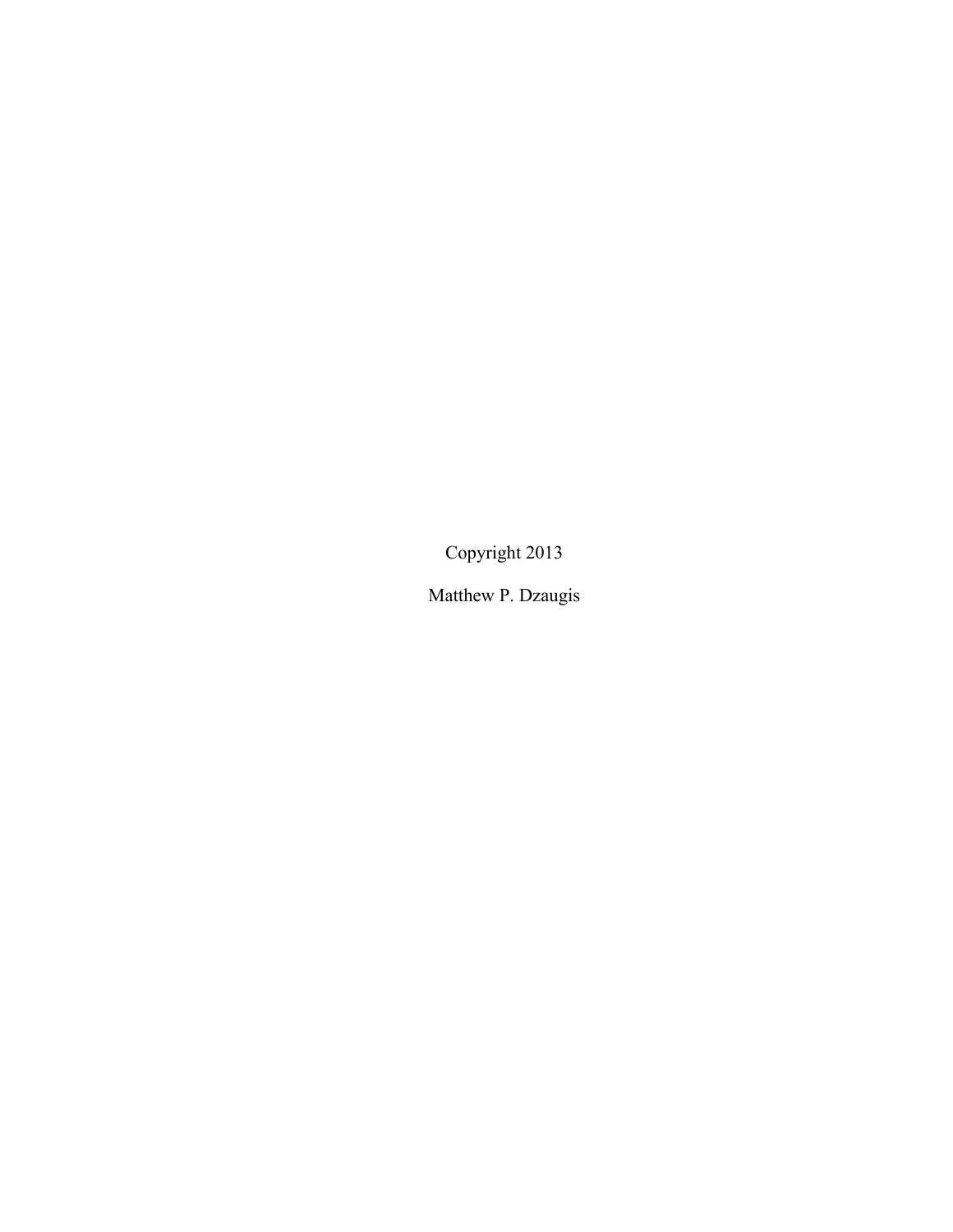Copyright 2013

Matthew P. Dzaugis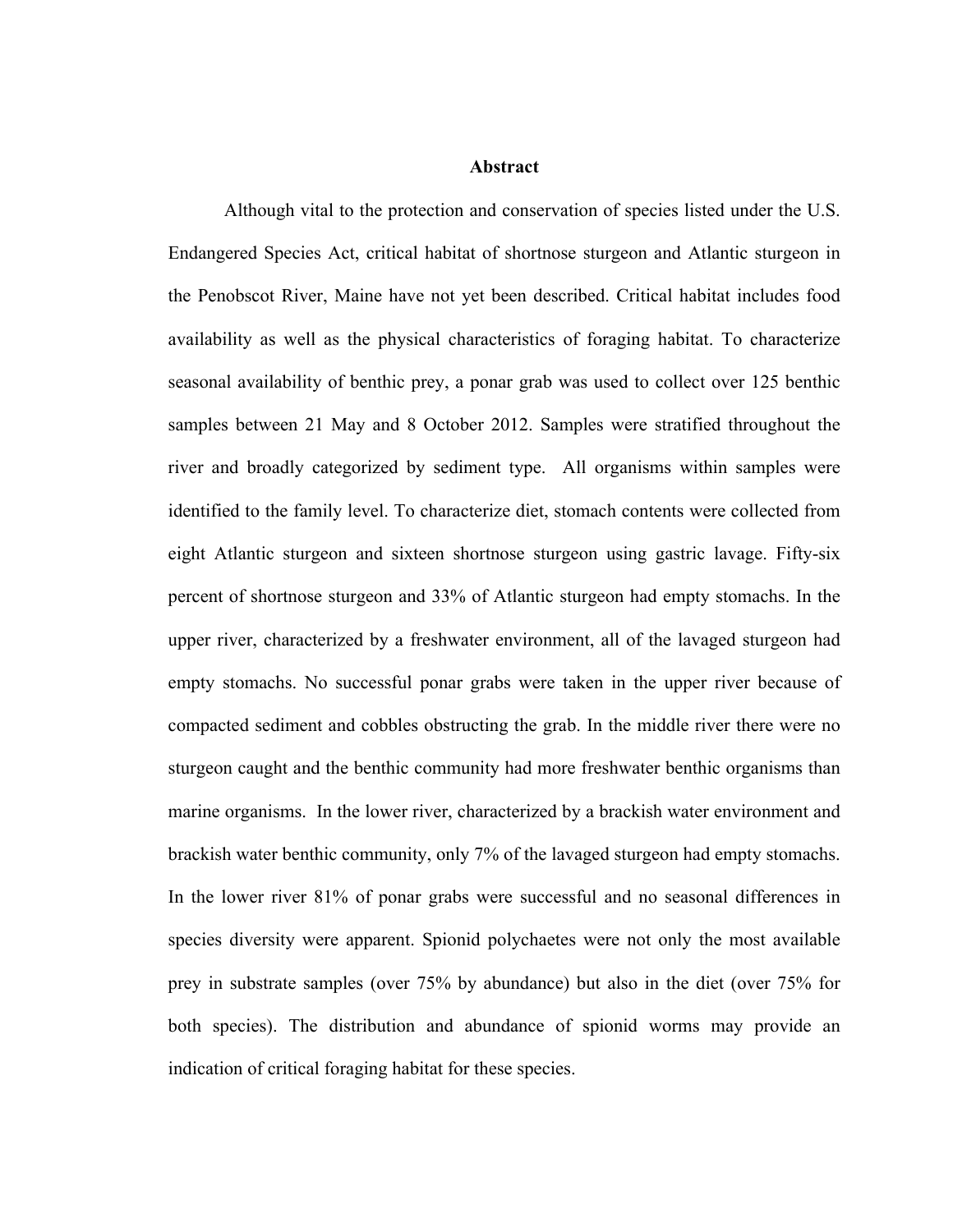# Abstract

Although vital to the protection and conservation of species listed under the U.S. Endangered Species Act, critical habitat of shortnose sturgeon and Atlantic sturgeon in the Penobscot River, Maine have not yet been described. Critical habitat includes food availability as well as the physical characteristics of foraging habitat. To characterize seasonal availability of benthic prey, a ponar grab was used to collect over 125 benthic samples between 21 May and 8 October 2012. Samples were stratified throughout the river and broadly categorized by sediment type. All organisms within samples were identified to the family level. To characterize diet, stomach contents were collected from eight Atlantic sturgeon and sixteen shortnose sturgeon using gastric lavage. Fifty-six percent of shortnose sturgeon and 33% of Atlantic sturgeon had empty stomachs. In the upper river, characterized by a freshwater environment, all of the lavaged sturgeon had empty stomachs. No successful ponar grabs were taken in the upper river because of compacted sediment and cobbles obstructing the grab. In the middle river there were no sturgeon caught and the benthic community had more freshwater benthic organisms than marine organisms. In the lower river, characterized by a brackish water environment and brackish water benthic community, only 7% of the lavaged sturgeon had empty stomachs. In the lower river 81% of ponar grabs were successful and no seasonal differences in species diversity were apparent. Spionid polychaetes were not only the most available prey in substrate samples (over 75% by abundance) but also in the diet (over 75% for both species). The distribution and abundance of spionid worms may provide an indication of critical foraging habitat for these species.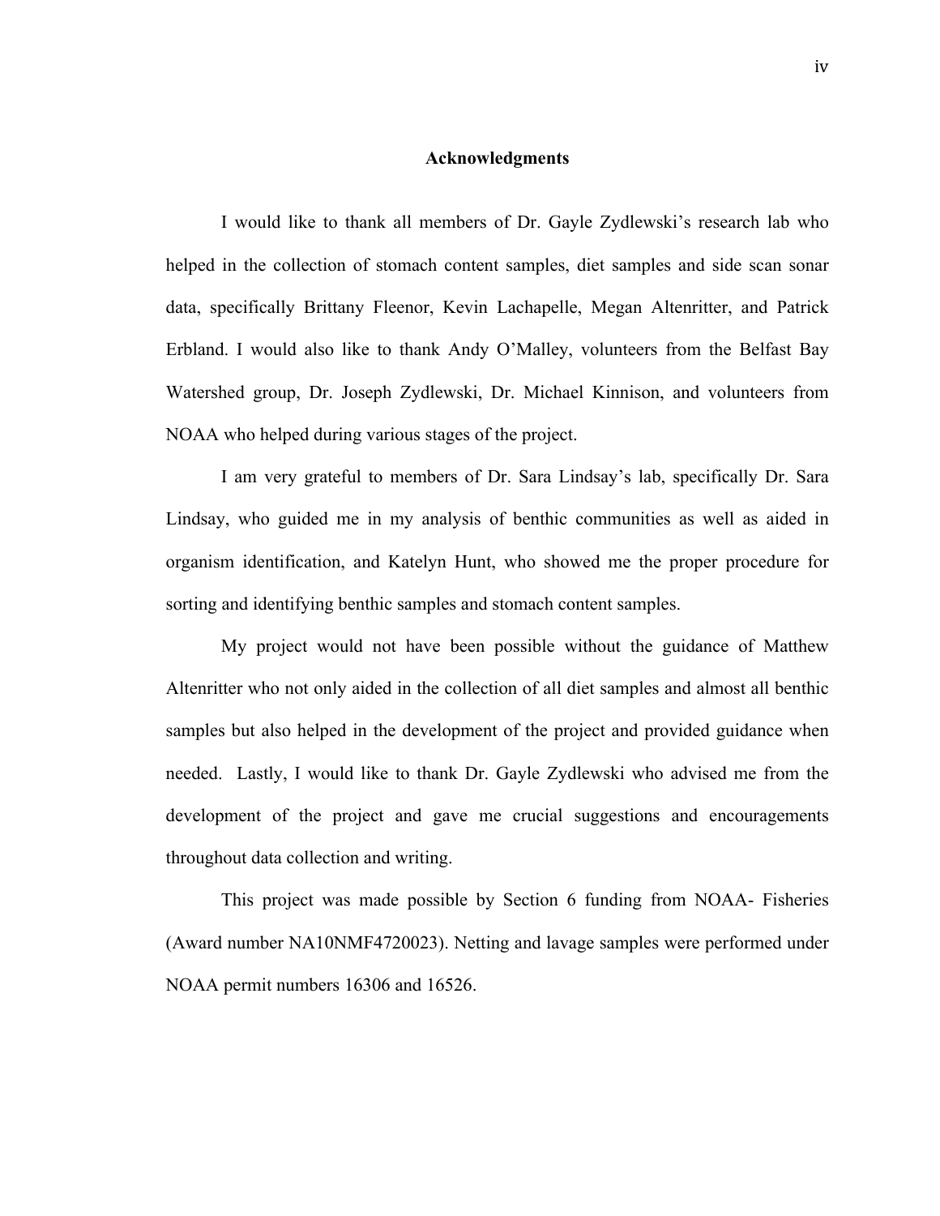# Acknowledgments

I would like to thank all members of Dr. Gayle Zydlewski's research lab who helped in the collection of stomach content samples, diet samples and side scan sonar data, specifically Brittany Fleenor, Kevin Lachapelle, Megan Altenritter, and Patrick Erbland. I would also like to thank Andy O'Malley, volunteers from the Belfast Bay Watershed group, Dr. Joseph Zydlewski, Dr. Michael Kinnison, and volunteers from NOAA who helped during various stages of the project.

I am very grateful to members of Dr. Sara Lindsay's lab, specifically Dr. Sara Lindsay, who guided me in my analysis of benthic communities as well as aided in organism identification, and Katelyn Hunt, who showed me the proper procedure for sorting and identifying benthic samples and stomach content samples.

My project would not have been possible without the guidance of Matthew Altenritter who not only aided in the collection of all diet samples and almost all benthic samples but also helped in the development of the project and provided guidance when needed. Lastly, I would like to thank Dr. Gayle Zydlewski who advised me from the development of the project and gave me crucial suggestions and encouragements throughout data collection and writing.

This project was made possible by Section 6 funding from NOAA- Fisheries (Award number NA10NMF4720023). Netting and lavage samples were performed under NOAA permit numbers 16306 and 16526.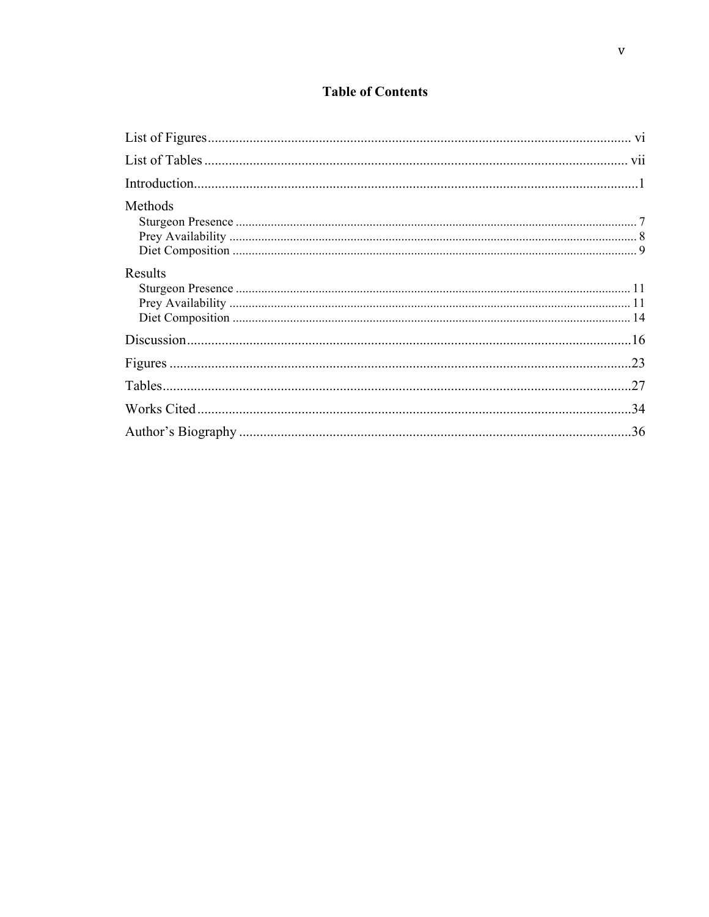# Table of Contents

List of Figures ........................................................................................................................ vi

List of Tables ......................................................................................................................... vii

Introduction...............................................................................................................................1

Methods

- Sturgeon Presence ........................................................................................................... 7
- Prey Availability .............................................................................................................. 8
- Diet Composition ............................................................................................................. 9

Results

- Sturgeon Presence ......................................................................................................... 11
- Prey Availability ............................................................................................................ 11
- Diet Composition ........................................................................................................... 14

Discussion...............................................................................................................................16

Figures ....................................................................................................................................23

Tables......................................................................................................................................27

Works Cited ............................................................................................................................34

Author's Biography ................................................................................................................36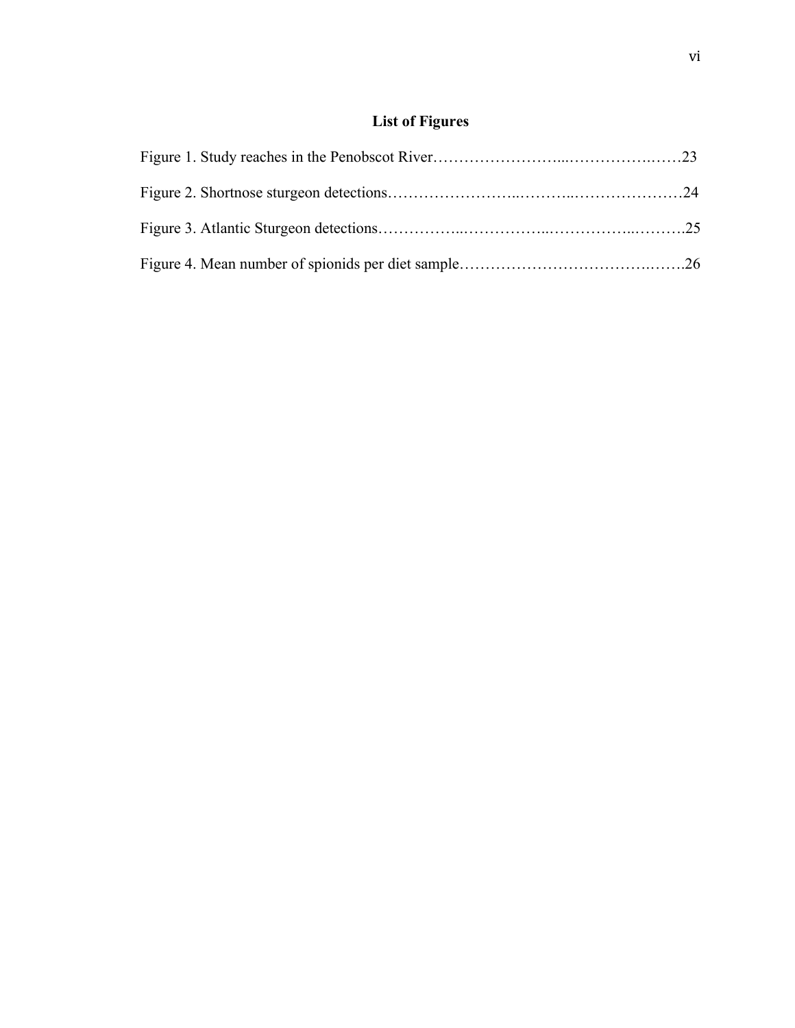## List of Figures

Figure 1. Study reaches in the Penobscot River……………………....…………….……23

Figure 2. Shortnose sturgeon detections…………………..………..…………………24

Figure 3. Atlantic Sturgeon detections……………..……………..……………..……….25

Figure 4. Mean number of spionids per diet sample……………………………….…….26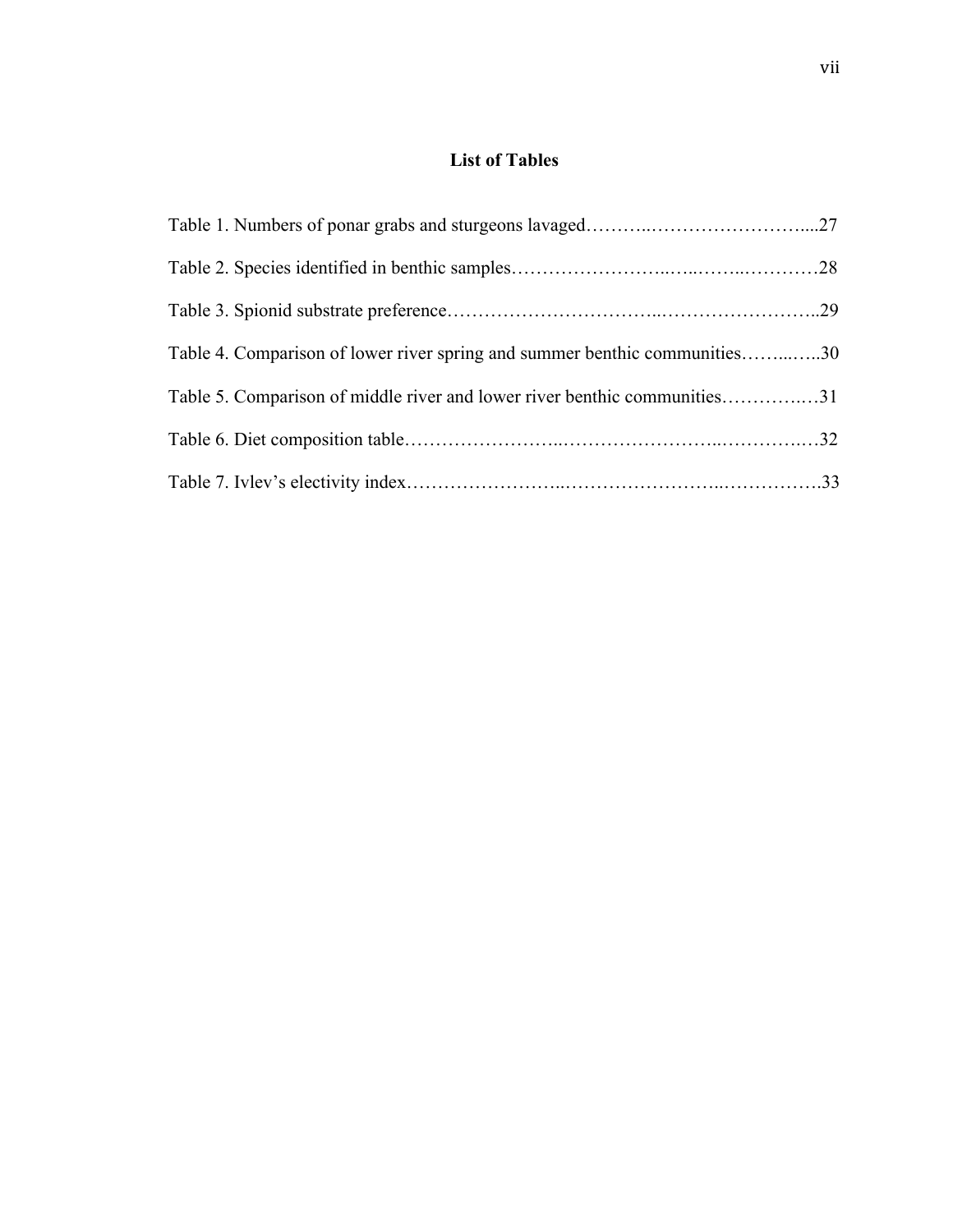## List of Tables

Table 1. Numbers of ponar grabs and sturgeons lavaged……….……………………....27

Table 2. Species identified in benthic samples……………………..…..……..…………28

Table 3. Spionid substrate preference…………………………...……………………..29

Table 4. Comparison of lower river spring and summer benthic communities……...…..30

Table 5. Comparison of middle river and lower river benthic communities…………..…31

Table 6. Diet composition table……………………..……………………..…………..…32

Table 7. Ivlev's electivity index……………………..……………………..…………….33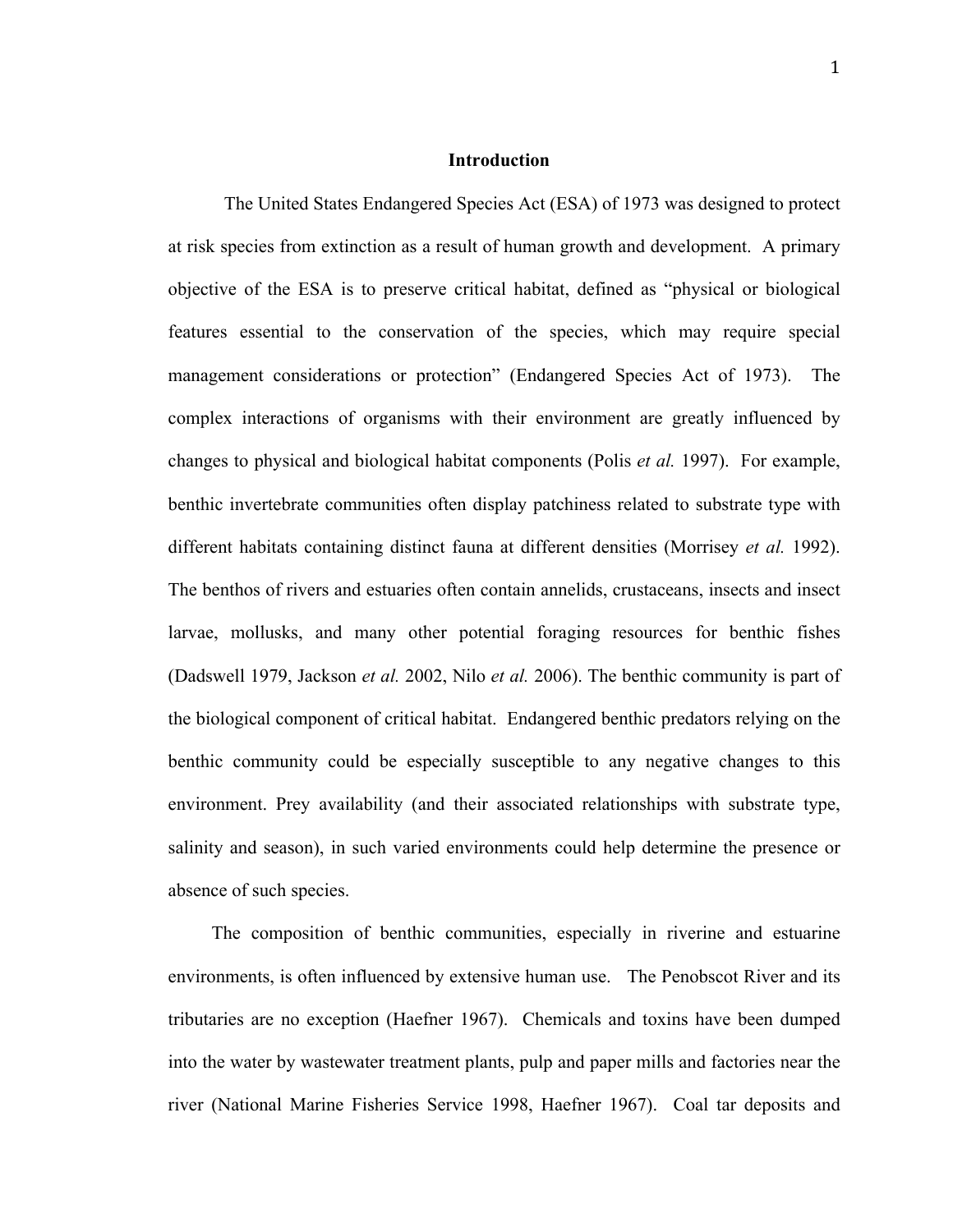## Introduction

The United States Endangered Species Act (ESA) of 1973 was designed to protect at risk species from extinction as a result of human growth and development. A primary objective of the ESA is to preserve critical habitat, defined as "physical or biological features essential to the conservation of the species, which may require special management considerations or protection" (Endangered Species Act of 1973). The complex interactions of organisms with their environment are greatly influenced by changes to physical and biological habitat components (Polis *et al.* 1997). For example, benthic invertebrate communities often display patchiness related to substrate type with different habitats containing distinct fauna at different densities (Morrisey *et al.* 1992). The benthos of rivers and estuaries often contain annelids, crustaceans, insects and insect larvae, mollusks, and many other potential foraging resources for benthic fishes (Dadswell 1979, Jackson *et al.* 2002, Nilo *et al.* 2006). The benthic community is part of the biological component of critical habitat. Endangered benthic predators relying on the benthic community could be especially susceptible to any negative changes to this environment. Prey availability (and their associated relationships with substrate type, salinity and season), in such varied environments could help determine the presence or absence of such species.

The composition of benthic communities, especially in riverine and estuarine environments, is often influenced by extensive human use. The Penobscot River and its tributaries are no exception (Haefner 1967). Chemicals and toxins have been dumped into the water by wastewater treatment plants, pulp and paper mills and factories near the river (National Marine Fisheries Service 1998, Haefner 1967). Coal tar deposits and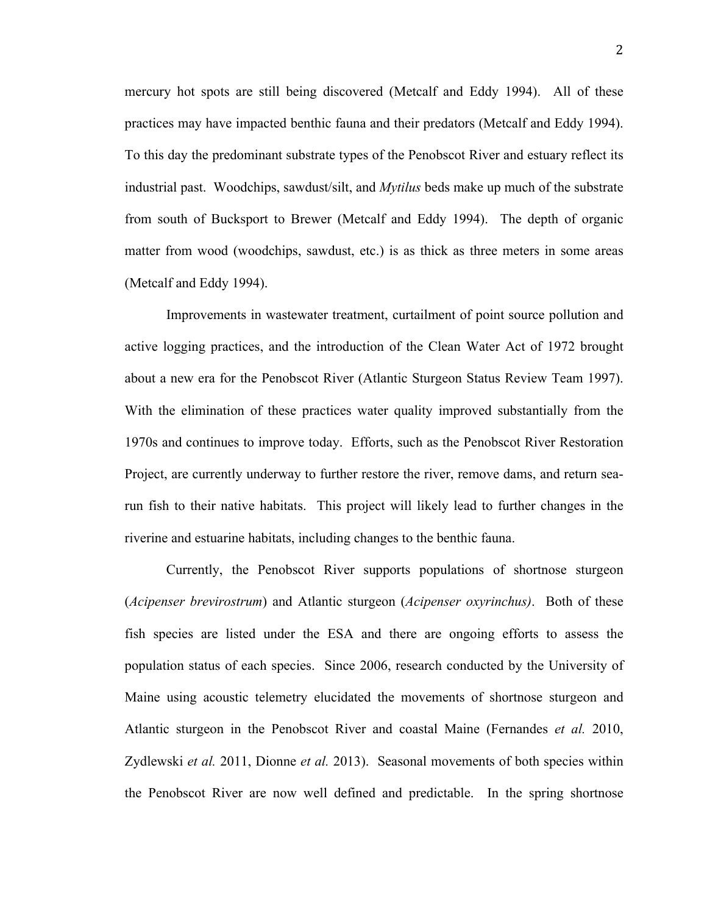mercury hot spots are still being discovered (Metcalf and Eddy 1994). All of these practices may have impacted benthic fauna and their predators (Metcalf and Eddy 1994). To this day the predominant substrate types of the Penobscot River and estuary reflect its industrial past. Woodchips, sawdust/silt, and *Mytilus* beds make up much of the substrate from south of Bucksport to Brewer (Metcalf and Eddy 1994). The depth of organic matter from wood (woodchips, sawdust, etc.) is as thick as three meters in some areas (Metcalf and Eddy 1994).

Improvements in wastewater treatment, curtailment of point source pollution and active logging practices, and the introduction of the Clean Water Act of 1972 brought about a new era for the Penobscot River (Atlantic Sturgeon Status Review Team 1997). With the elimination of these practices water quality improved substantially from the 1970s and continues to improve today. Efforts, such as the Penobscot River Restoration Project, are currently underway to further restore the river, remove dams, and return sea-run fish to their native habitats. This project will likely lead to further changes in the riverine and estuarine habitats, including changes to the benthic fauna.

Currently, the Penobscot River supports populations of shortnose sturgeon (*Acipenser brevirostrum*) and Atlantic sturgeon (*Acipenser oxyrinchus)*. Both of these fish species are listed under the ESA and there are ongoing efforts to assess the population status of each species. Since 2006, research conducted by the University of Maine using acoustic telemetry elucidated the movements of shortnose sturgeon and Atlantic sturgeon in the Penobscot River and coastal Maine (Fernandes *et al.* 2010, Zydlewski *et al.* 2011, Dionne *et al.* 2013). Seasonal movements of both species within the Penobscot River are now well defined and predictable. In the spring shortnose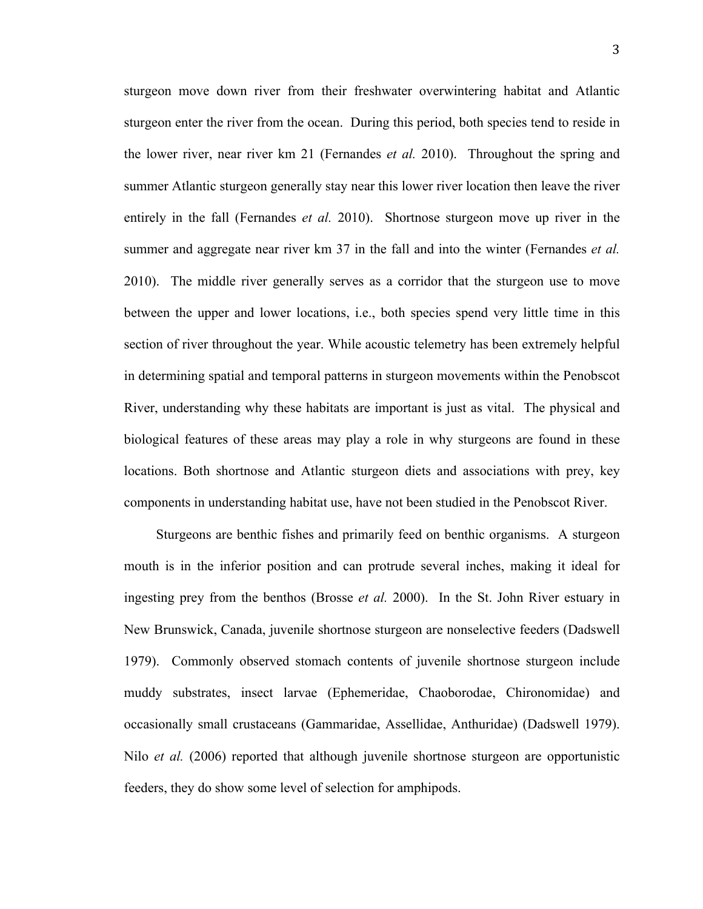sturgeon move down river from their freshwater overwintering habitat and Atlantic sturgeon enter the river from the ocean. During this period, both species tend to reside in the lower river, near river km 21 (Fernandes *et al.* 2010). Throughout the spring and summer Atlantic sturgeon generally stay near this lower river location then leave the river entirely in the fall (Fernandes *et al.* 2010). Shortnose sturgeon move up river in the summer and aggregate near river km 37 in the fall and into the winter (Fernandes *et al.* 2010). The middle river generally serves as a corridor that the sturgeon use to move between the upper and lower locations, i.e., both species spend very little time in this section of river throughout the year. While acoustic telemetry has been extremely helpful in determining spatial and temporal patterns in sturgeon movements within the Penobscot River, understanding why these habitats are important is just as vital. The physical and biological features of these areas may play a role in why sturgeons are found in these locations. Both shortnose and Atlantic sturgeon diets and associations with prey, key components in understanding habitat use, have not been studied in the Penobscot River.

Sturgeons are benthic fishes and primarily feed on benthic organisms. A sturgeon mouth is in the inferior position and can protrude several inches, making it ideal for ingesting prey from the benthos (Brosse *et al.* 2000). In the St. John River estuary in New Brunswick, Canada, juvenile shortnose sturgeon are nonselective feeders (Dadswell 1979). Commonly observed stomach contents of juvenile shortnose sturgeon include muddy substrates, insect larvae (Ephemeridae, Chaoborodae, Chironomidae) and occasionally small crustaceans (Gammaridae, Assellidae, Anthuridae) (Dadswell 1979). Nilo *et al.* (2006) reported that although juvenile shortnose sturgeon are opportunistic feeders, they do show some level of selection for amphipods.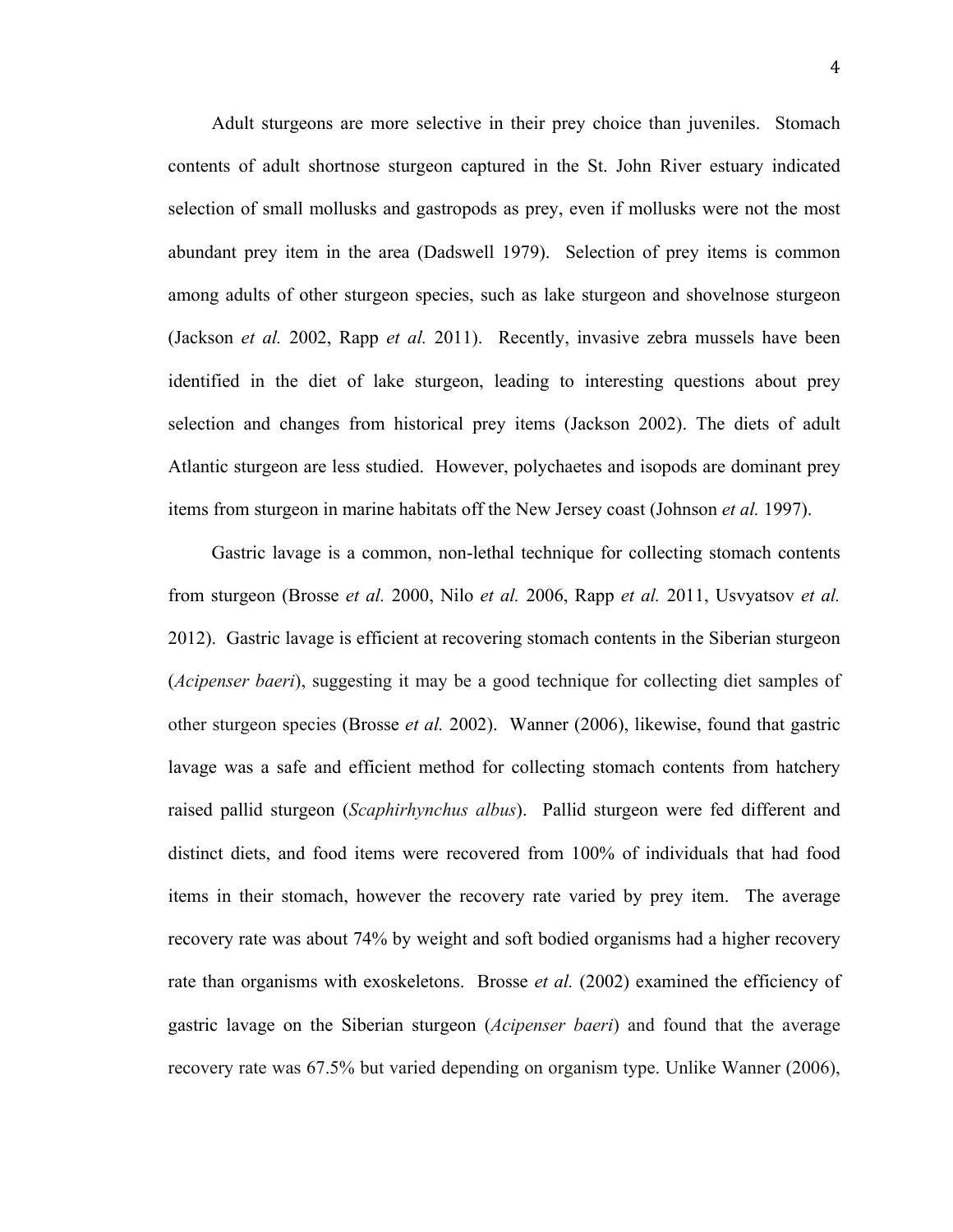Adult sturgeons are more selective in their prey choice than juveniles. Stomach contents of adult shortnose sturgeon captured in the St. John River estuary indicated selection of small mollusks and gastropods as prey, even if mollusks were not the most abundant prey item in the area (Dadswell 1979). Selection of prey items is common among adults of other sturgeon species, such as lake sturgeon and shovelnose sturgeon (Jackson *et al.* 2002, Rapp *et al.* 2011). Recently, invasive zebra mussels have been identified in the diet of lake sturgeon, leading to interesting questions about prey selection and changes from historical prey items (Jackson 2002). The diets of adult Atlantic sturgeon are less studied. However, polychaetes and isopods are dominant prey items from sturgeon in marine habitats off the New Jersey coast (Johnson *et al.* 1997).

Gastric lavage is a common, non-lethal technique for collecting stomach contents from sturgeon (Brosse *et al.* 2000, Nilo *et al.* 2006, Rapp *et al.* 2011, Usvyatsov *et al.* 2012). Gastric lavage is efficient at recovering stomach contents in the Siberian sturgeon (*Acipenser baeri*), suggesting it may be a good technique for collecting diet samples of other sturgeon species (Brosse *et al.* 2002). Wanner (2006), likewise, found that gastric lavage was a safe and efficient method for collecting stomach contents from hatchery raised pallid sturgeon (*Scaphirhynchus albus*). Pallid sturgeon were fed different and distinct diets, and food items were recovered from 100% of individuals that had food items in their stomach, however the recovery rate varied by prey item. The average recovery rate was about 74% by weight and soft bodied organisms had a higher recovery rate than organisms with exoskeletons. Brosse *et al.* (2002) examined the efficiency of gastric lavage on the Siberian sturgeon (*Acipenser baeri*) and found that the average recovery rate was 67.5% but varied depending on organism type. Unlike Wanner (2006),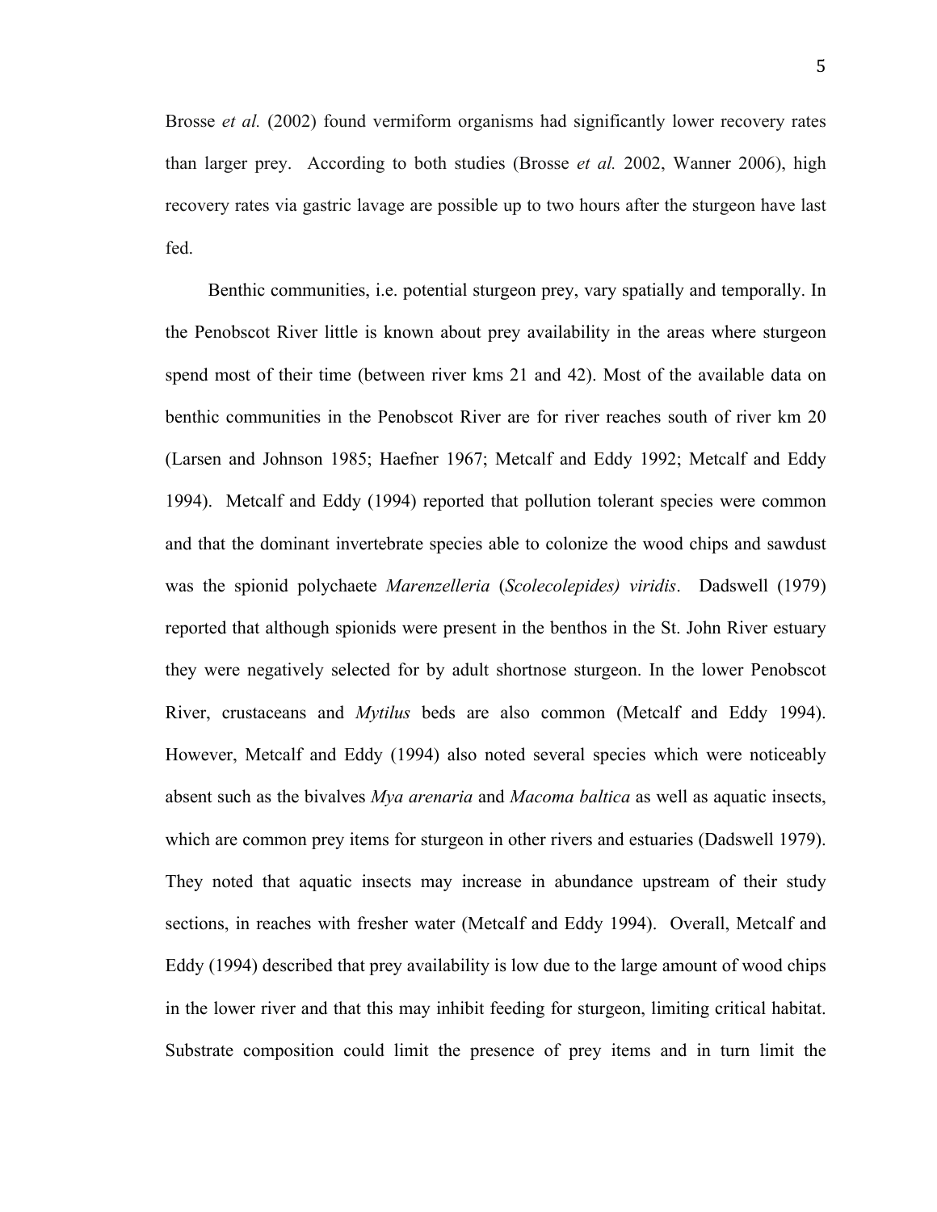Brosse *et al.* (2002) found vermiform organisms had significantly lower recovery rates than larger prey. According to both studies (Brosse *et al.* 2002, Wanner 2006), high recovery rates via gastric lavage are possible up to two hours after the sturgeon have last fed.

Benthic communities, i.e. potential sturgeon prey, vary spatially and temporally. In the Penobscot River little is known about prey availability in the areas where sturgeon spend most of their time (between river kms 21 and 42). Most of the available data on benthic communities in the Penobscot River are for river reaches south of river km 20 (Larsen and Johnson 1985; Haefner 1967; Metcalf and Eddy 1992; Metcalf and Eddy 1994). Metcalf and Eddy (1994) reported that pollution tolerant species were common and that the dominant invertebrate species able to colonize the wood chips and sawdust was the spionid polychaete *Marenzelleria* (*Scolecolepides) viridis*. Dadswell (1979) reported that although spionids were present in the benthos in the St. John River estuary they were negatively selected for by adult shortnose sturgeon. In the lower Penobscot River, crustaceans and *Mytilus* beds are also common (Metcalf and Eddy 1994). However, Metcalf and Eddy (1994) also noted several species which were noticeably absent such as the bivalves *Mya arenaria* and *Macoma baltica* as well as aquatic insects, which are common prey items for sturgeon in other rivers and estuaries (Dadswell 1979). They noted that aquatic insects may increase in abundance upstream of their study sections, in reaches with fresher water (Metcalf and Eddy 1994). Overall, Metcalf and Eddy (1994) described that prey availability is low due to the large amount of wood chips in the lower river and that this may inhibit feeding for sturgeon, limiting critical habitat. Substrate composition could limit the presence of prey items and in turn limit the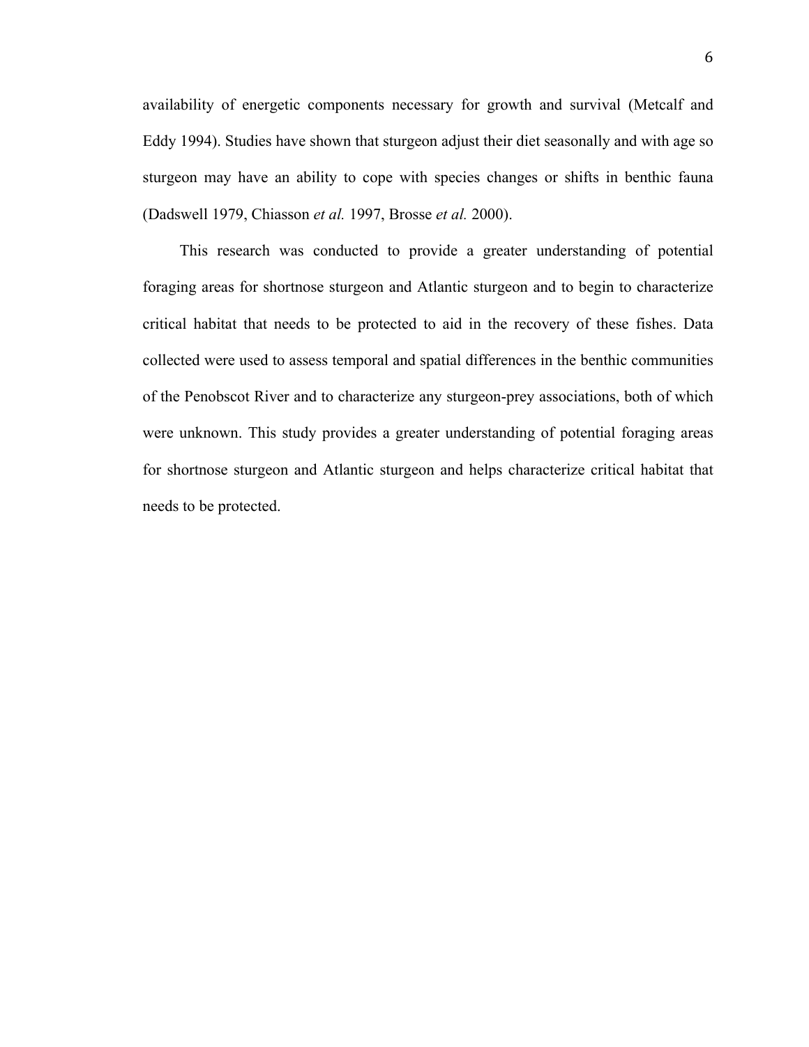availability of energetic components necessary for growth and survival (Metcalf and Eddy 1994). Studies have shown that sturgeon adjust their diet seasonally and with age so sturgeon may have an ability to cope with species changes or shifts in benthic fauna (Dadswell 1979, Chiasson *et al.* 1997, Brosse *et al.* 2000).

This research was conducted to provide a greater understanding of potential foraging areas for shortnose sturgeon and Atlantic sturgeon and to begin to characterize critical habitat that needs to be protected to aid in the recovery of these fishes. Data collected were used to assess temporal and spatial differences in the benthic communities of the Penobscot River and to characterize any sturgeon-prey associations, both of which were unknown. This study provides a greater understanding of potential foraging areas for shortnose sturgeon and Atlantic sturgeon and helps characterize critical habitat that needs to be protected.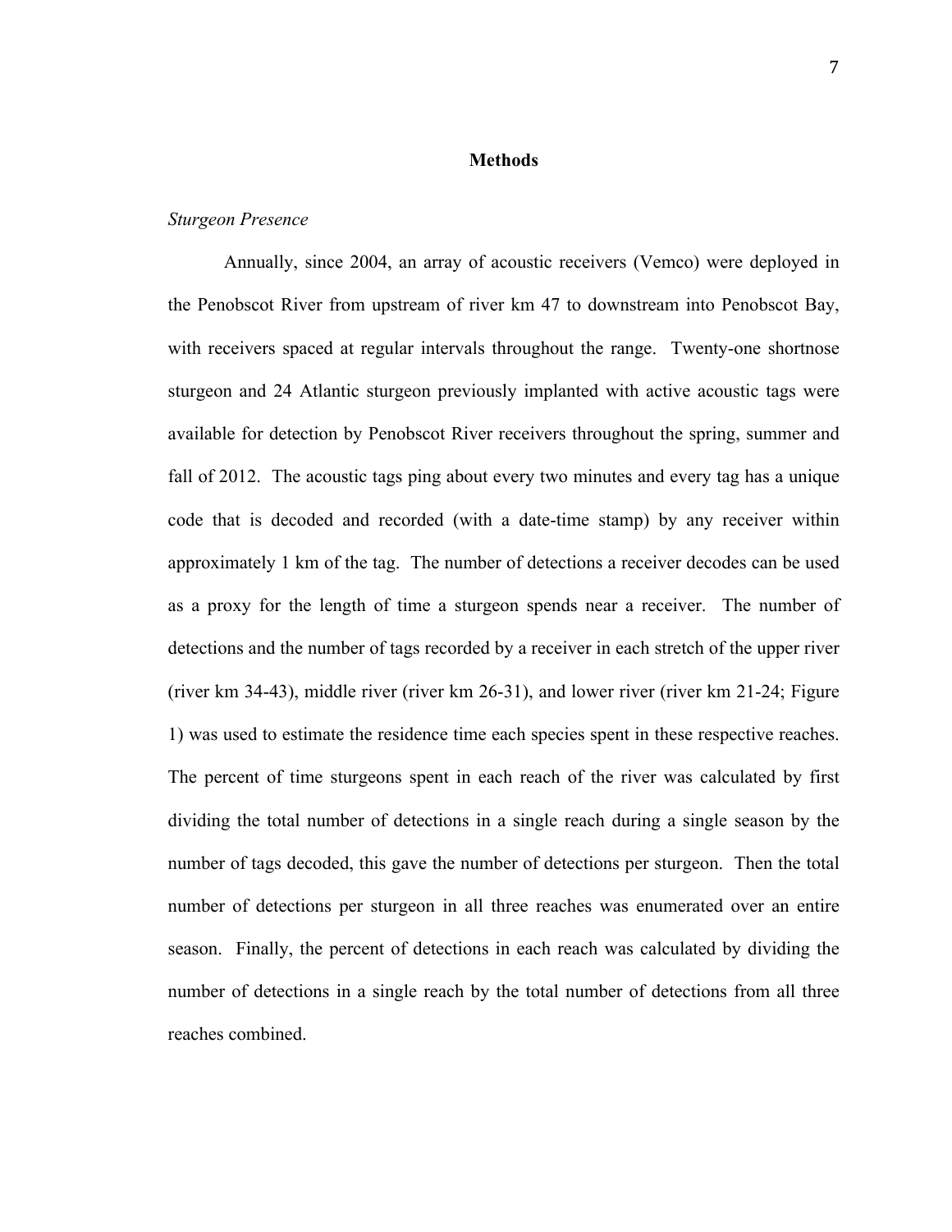## Methods

*Sturgeon Presence*

Annually, since 2004, an array of acoustic receivers (Vemco) were deployed in the Penobscot River from upstream of river km 47 to downstream into Penobscot Bay, with receivers spaced at regular intervals throughout the range. Twenty-one shortnose sturgeon and 24 Atlantic sturgeon previously implanted with active acoustic tags were available for detection by Penobscot River receivers throughout the spring, summer and fall of 2012. The acoustic tags ping about every two minutes and every tag has a unique code that is decoded and recorded (with a date-time stamp) by any receiver within approximately 1 km of the tag. The number of detections a receiver decodes can be used as a proxy for the length of time a sturgeon spends near a receiver. The number of detections and the number of tags recorded by a receiver in each stretch of the upper river (river km 34-43), middle river (river km 26-31), and lower river (river km 21-24; Figure 1) was used to estimate the residence time each species spent in these respective reaches. The percent of time sturgeons spent in each reach of the river was calculated by first dividing the total number of detections in a single reach during a single season by the number of tags decoded, this gave the number of detections per sturgeon. Then the total number of detections per sturgeon in all three reaches was enumerated over an entire season. Finally, the percent of detections in each reach was calculated by dividing the number of detections in a single reach by the total number of detections from all three reaches combined.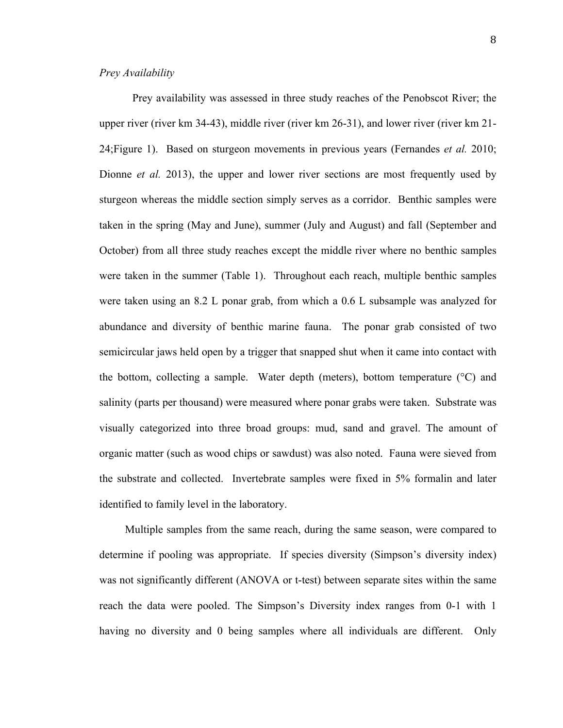*Prey Availability*

Prey availability was assessed in three study reaches of the Penobscot River; the upper river (river km 34-43), middle river (river km 26-31), and lower river (river km 21-24;Figure 1). Based on sturgeon movements in previous years (Fernandes *et al.* 2010; Dionne *et al.* 2013), the upper and lower river sections are most frequently used by sturgeon whereas the middle section simply serves as a corridor. Benthic samples were taken in the spring (May and June), summer (July and August) and fall (September and October) from all three study reaches except the middle river where no benthic samples were taken in the summer (Table 1). Throughout each reach, multiple benthic samples were taken using an 8.2 L ponar grab, from which a 0.6 L subsample was analyzed for abundance and diversity of benthic marine fauna. The ponar grab consisted of two semicircular jaws held open by a trigger that snapped shut when it came into contact with the bottom, collecting a sample. Water depth (meters), bottom temperature (°C) and salinity (parts per thousand) were measured where ponar grabs were taken. Substrate was visually categorized into three broad groups: mud, sand and gravel. The amount of organic matter (such as wood chips or sawdust) was also noted. Fauna were sieved from the substrate and collected. Invertebrate samples were fixed in 5% formalin and later identified to family level in the laboratory.

Multiple samples from the same reach, during the same season, were compared to determine if pooling was appropriate. If species diversity (Simpson's diversity index) was not significantly different (ANOVA or t-test) between separate sites within the same reach the data were pooled. The Simpson's Diversity index ranges from 0-1 with 1 having no diversity and 0 being samples where all individuals are different. Only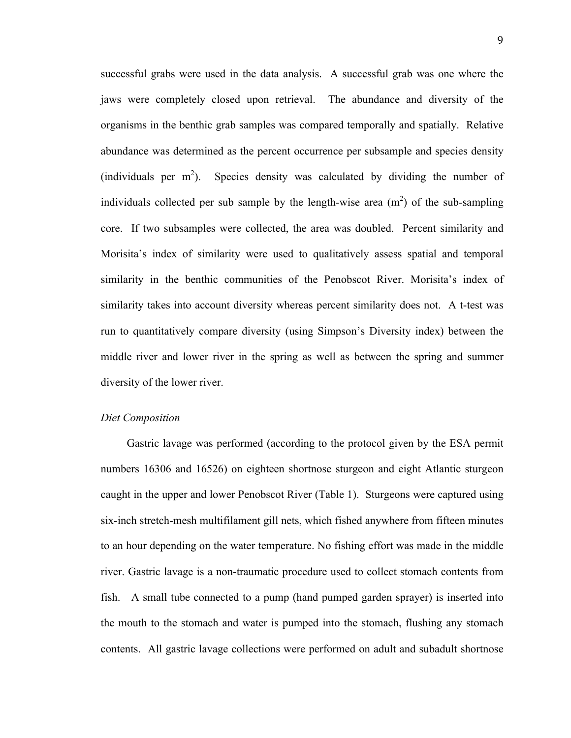successful grabs were used in the data analysis. A successful grab was one where the jaws were completely closed upon retrieval. The abundance and diversity of the organisms in the benthic grab samples was compared temporally and spatially. Relative abundance was determined as the percent occurrence per subsample and species density (individuals per $m^2$). Species density was calculated by dividing the number of individuals collected per sub sample by the length-wise area ($m^2$) of the sub-sampling core. If two subsamples were collected, the area was doubled. Percent similarity and Morisita's index of similarity were used to qualitatively assess spatial and temporal similarity in the benthic communities of the Penobscot River. Morisita's index of similarity takes into account diversity whereas percent similarity does not. A t-test was run to quantitatively compare diversity (using Simpson's Diversity index) between the middle river and lower river in the spring as well as between the spring and summer diversity of the lower river.

*Diet Composition*

Gastric lavage was performed (according to the protocol given by the ESA permit numbers 16306 and 16526) on eighteen shortnose sturgeon and eight Atlantic sturgeon caught in the upper and lower Penobscot River (Table 1). Sturgeons were captured using six-inch stretch-mesh multifilament gill nets, which fished anywhere from fifteen minutes to an hour depending on the water temperature. No fishing effort was made in the middle river. Gastric lavage is a non-traumatic procedure used to collect stomach contents from fish. A small tube connected to a pump (hand pumped garden sprayer) is inserted into the mouth to the stomach and water is pumped into the stomach, flushing any stomach contents. All gastric lavage collections were performed on adult and subadult shortnose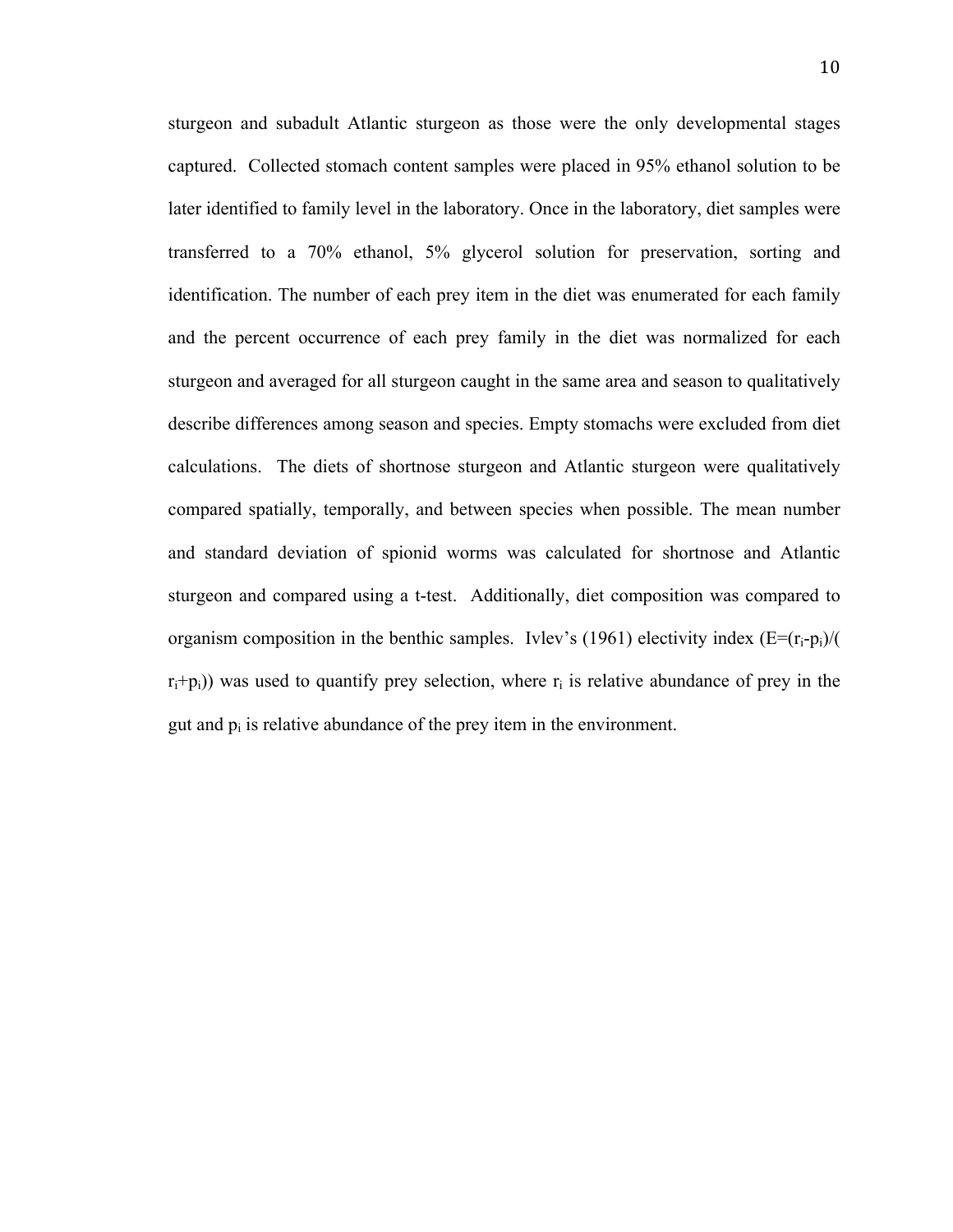sturgeon and subadult Atlantic sturgeon as those were the only developmental stages captured. Collected stomach content samples were placed in 95% ethanol solution to be later identified to family level in the laboratory. Once in the laboratory, diet samples were transferred to a 70% ethanol, 5% glycerol solution for preservation, sorting and identification. The number of each prey item in the diet was enumerated for each family and the percent occurrence of each prey family in the diet was normalized for each sturgeon and averaged for all sturgeon caught in the same area and season to qualitatively describe differences among season and species. Empty stomachs were excluded from diet calculations. The diets of shortnose sturgeon and Atlantic sturgeon were qualitatively compared spatially, temporally, and between species when possible. The mean number and standard deviation of spionid worms was calculated for shortnose and Atlantic sturgeon and compared using a t-test. Additionally, diet composition was compared to organism composition in the benthic samples. Ivlev's (1961) electivity index ($E=(r_i-p_i)/(r_i+p_i)$) was used to quantify prey selection, where $r_i$ is relative abundance of prey in the gut and $p_i$ is relative abundance of the prey item in the environment.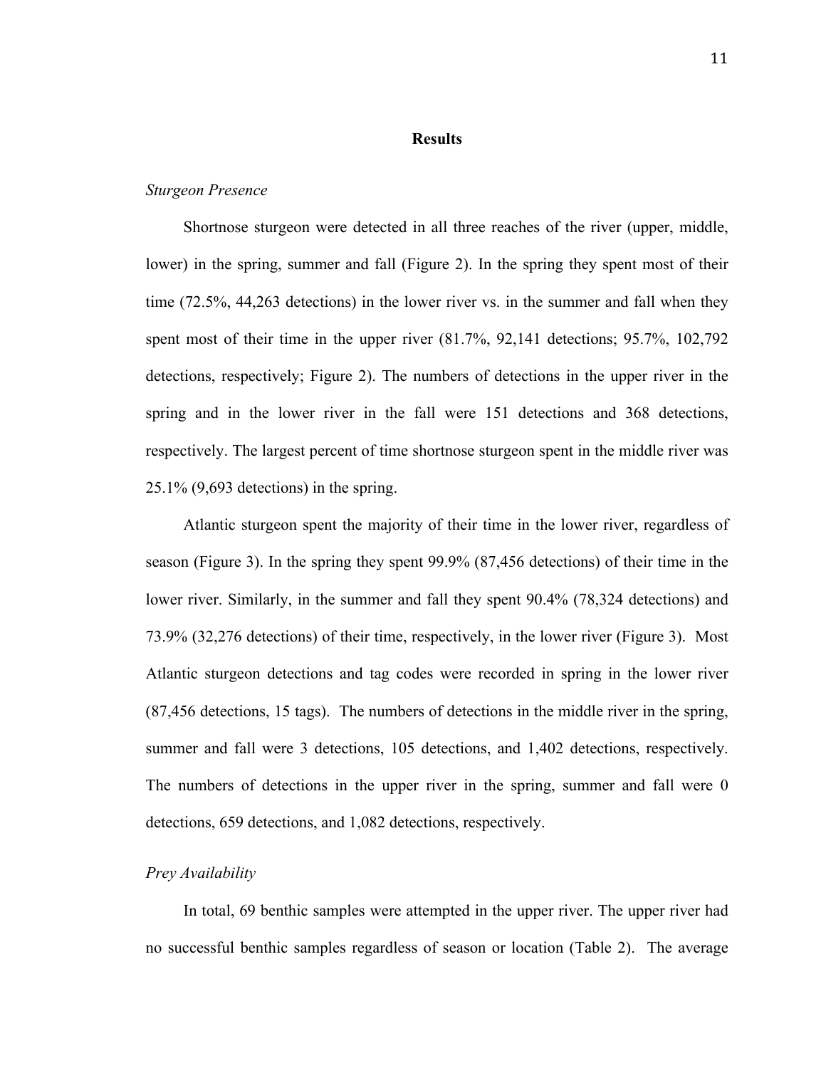## Results

*Sturgeon Presence*

Shortnose sturgeon were detected in all three reaches of the river (upper, middle, lower) in the spring, summer and fall (Figure 2). In the spring they spent most of their time (72.5%, 44,263 detections) in the lower river vs. in the summer and fall when they spent most of their time in the upper river (81.7%, 92,141 detections; 95.7%, 102,792 detections, respectively; Figure 2). The numbers of detections in the upper river in the spring and in the lower river in the fall were 151 detections and 368 detections, respectively. The largest percent of time shortnose sturgeon spent in the middle river was 25.1% (9,693 detections) in the spring.

Atlantic sturgeon spent the majority of their time in the lower river, regardless of season (Figure 3). In the spring they spent 99.9% (87,456 detections) of their time in the lower river. Similarly, in the summer and fall they spent 90.4% (78,324 detections) and 73.9% (32,276 detections) of their time, respectively, in the lower river (Figure 3). Most Atlantic sturgeon detections and tag codes were recorded in spring in the lower river (87,456 detections, 15 tags). The numbers of detections in the middle river in the spring, summer and fall were 3 detections, 105 detections, and 1,402 detections, respectively. The numbers of detections in the upper river in the spring, summer and fall were 0 detections, 659 detections, and 1,082 detections, respectively.

*Prey Availability*

In total, 69 benthic samples were attempted in the upper river. The upper river had no successful benthic samples regardless of season or location (Table 2). The average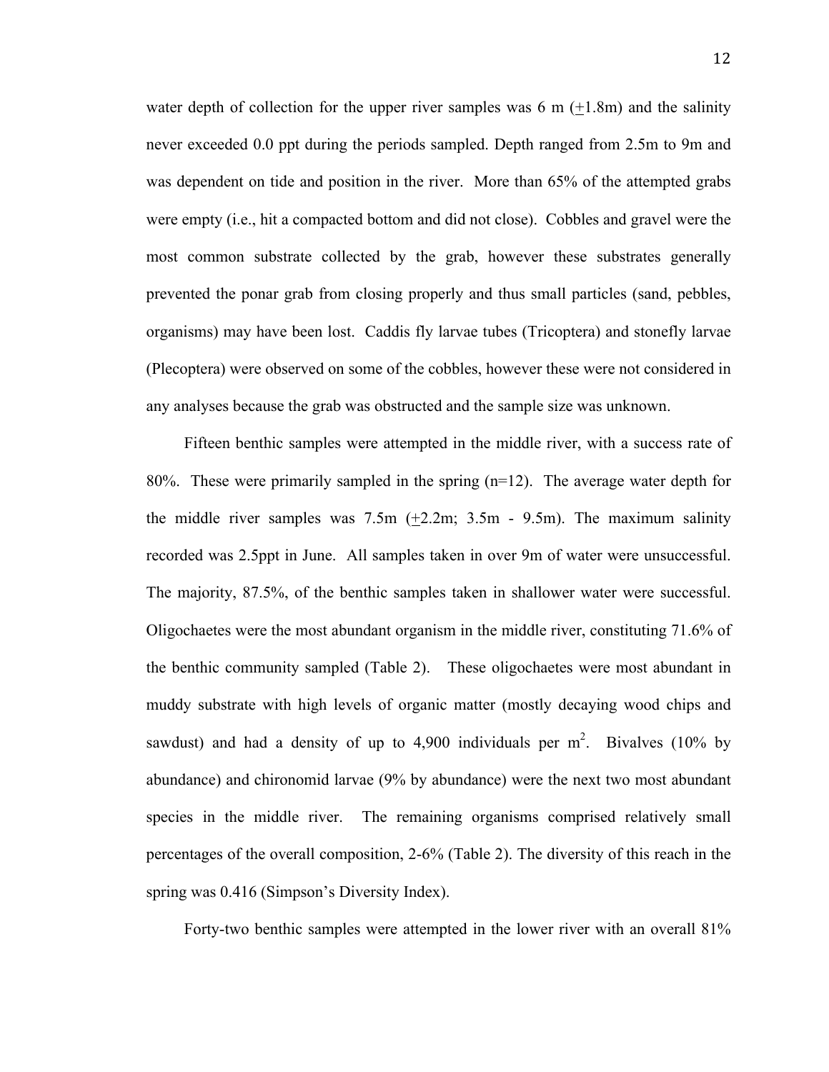water depth of collection for the upper river samples was 6 m (+1.8m) and the salinity never exceeded 0.0 ppt during the periods sampled. Depth ranged from 2.5m to 9m and was dependent on tide and position in the river. More than 65% of the attempted grabs were empty (i.e., hit a compacted bottom and did not close). Cobbles and gravel were the most common substrate collected by the grab, however these substrates generally prevented the ponar grab from closing properly and thus small particles (sand, pebbles, organisms) may have been lost. Caddis fly larvae tubes (Tricoptera) and stonefly larvae (Plecoptera) were observed on some of the cobbles, however these were not considered in any analyses because the grab was obstructed and the sample size was unknown.

Fifteen benthic samples were attempted in the middle river, with a success rate of 80%. These were primarily sampled in the spring (n=12). The average water depth for the middle river samples was 7.5m (+2.2m; 3.5m - 9.5m). The maximum salinity recorded was 2.5ppt in June. All samples taken in over 9m of water were unsuccessful. The majority, 87.5%, of the benthic samples taken in shallower water were successful. Oligochaetes were the most abundant organism in the middle river, constituting 71.6% of the benthic community sampled (Table 2). These oligochaetes were most abundant in muddy substrate with high levels of organic matter (mostly decaying wood chips and sawdust) and had a density of up to 4,900 individuals per $m^2$. Bivalves (10% by abundance) and chironomid larvae (9% by abundance) were the next two most abundant species in the middle river. The remaining organisms comprised relatively small percentages of the overall composition, 2-6% (Table 2). The diversity of this reach in the spring was 0.416 (Simpson's Diversity Index).

Forty-two benthic samples were attempted in the lower river with an overall 81%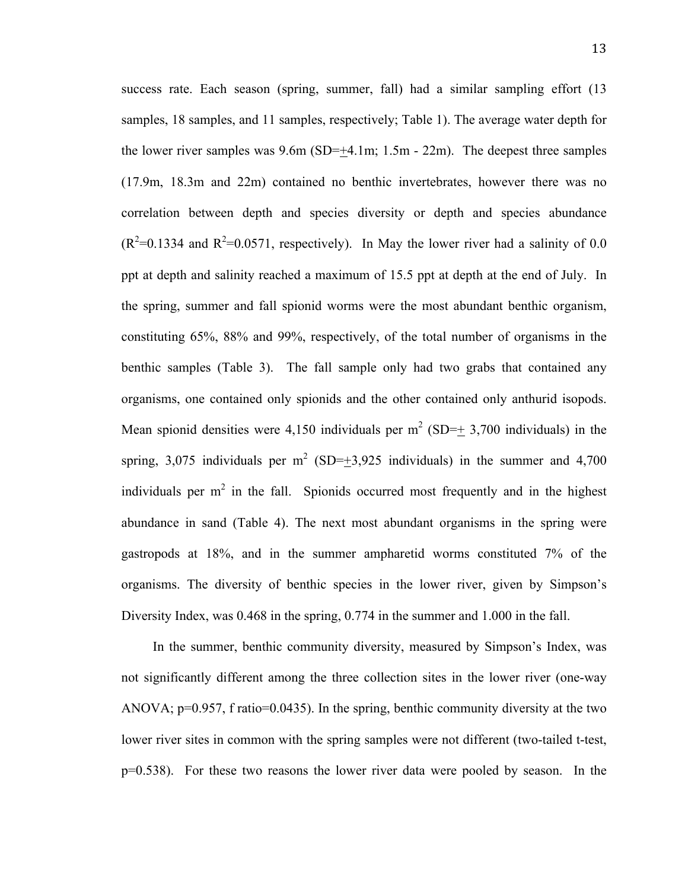success rate. Each season (spring, summer, fall) had a similar sampling effort (13 samples, 18 samples, and 11 samples, respectively; Table 1). The average water depth for the lower river samples was 9.6m (SD=±4.1m; 1.5m - 22m). The deepest three samples (17.9m, 18.3m and 22m) contained no benthic invertebrates, however there was no correlation between depth and species diversity or depth and species abundance ($R^2$=0.1334 and $R^2$=0.0571, respectively). In May the lower river had a salinity of 0.0 ppt at depth and salinity reached a maximum of 15.5 ppt at depth at the end of July. In the spring, summer and fall spionid worms were the most abundant benthic organism, constituting 65%, 88% and 99%, respectively, of the total number of organisms in the benthic samples (Table 3). The fall sample only had two grabs that contained any organisms, one contained only spionids and the other contained only anthurid isopods. Mean spionid densities were 4,150 individuals per $m^2$ (SD=± 3,700 individuals) in the spring, 3,075 individuals per $m^2$ (SD=±3,925 individuals) in the summer and 4,700 individuals per $m^2$ in the fall. Spionids occurred most frequently and in the highest abundance in sand (Table 4). The next most abundant organisms in the spring were gastropods at 18%, and in the summer ampharetid worms constituted 7% of the organisms. The diversity of benthic species in the lower river, given by Simpson's Diversity Index, was 0.468 in the spring, 0.774 in the summer and 1.000 in the fall.

In the summer, benthic community diversity, measured by Simpson's Index, was not significantly different among the three collection sites in the lower river (one-way ANOVA; p=0.957, f ratio=0.0435). In the spring, benthic community diversity at the two lower river sites in common with the spring samples were not different (two-tailed t-test, p=0.538). For these two reasons the lower river data were pooled by season. In the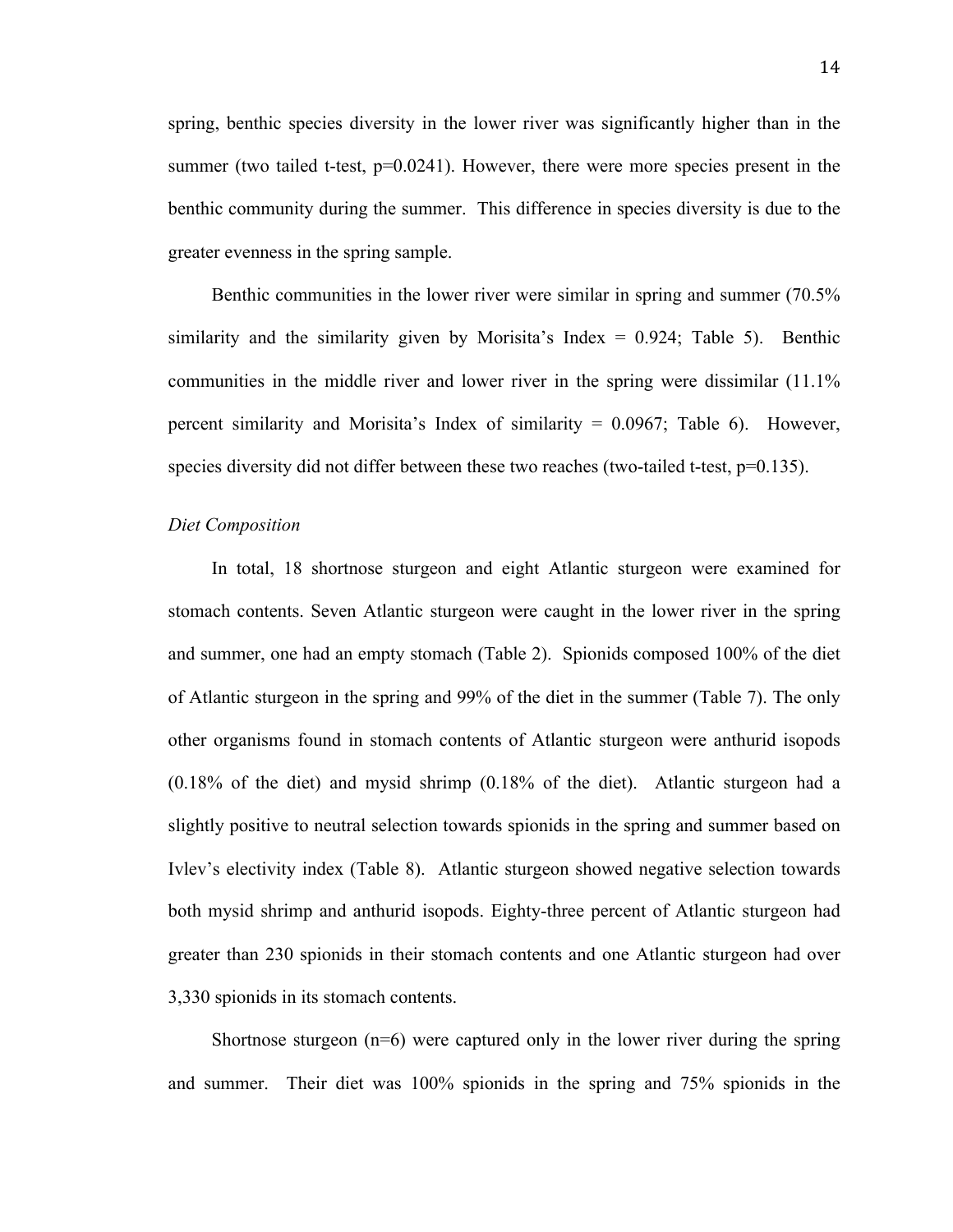spring, benthic species diversity in the lower river was significantly higher than in the summer (two tailed t-test, $p=0.0241$). However, there were more species present in the benthic community during the summer. This difference in species diversity is due to the greater evenness in the spring sample.

Benthic communities in the lower river were similar in spring and summer (70.5% similarity and the similarity given by Morisita's Index = 0.924; Table 5). Benthic communities in the middle river and lower river in the spring were dissimilar (11.1% percent similarity and Morisita's Index of similarity = 0.0967; Table 6). However, species diversity did not differ between these two reaches (two-tailed t-test, $p=0.135$).

*Diet Composition*

In total, 18 shortnose sturgeon and eight Atlantic sturgeon were examined for stomach contents. Seven Atlantic sturgeon were caught in the lower river in the spring and summer, one had an empty stomach (Table 2). Spionids composed 100% of the diet of Atlantic sturgeon in the spring and 99% of the diet in the summer (Table 7). The only other organisms found in stomach contents of Atlantic sturgeon were anthurid isopods (0.18% of the diet) and mysid shrimp (0.18% of the diet). Atlantic sturgeon had a slightly positive to neutral selection towards spionids in the spring and summer based on Ivlev's electivity index (Table 8). Atlantic sturgeon showed negative selection towards both mysid shrimp and anthurid isopods. Eighty-three percent of Atlantic sturgeon had greater than 230 spionids in their stomach contents and one Atlantic sturgeon had over 3,330 spionids in its stomach contents.

Shortnose sturgeon ($n=6$) were captured only in the lower river during the spring and summer. Their diet was 100% spionids in the spring and 75% spionids in the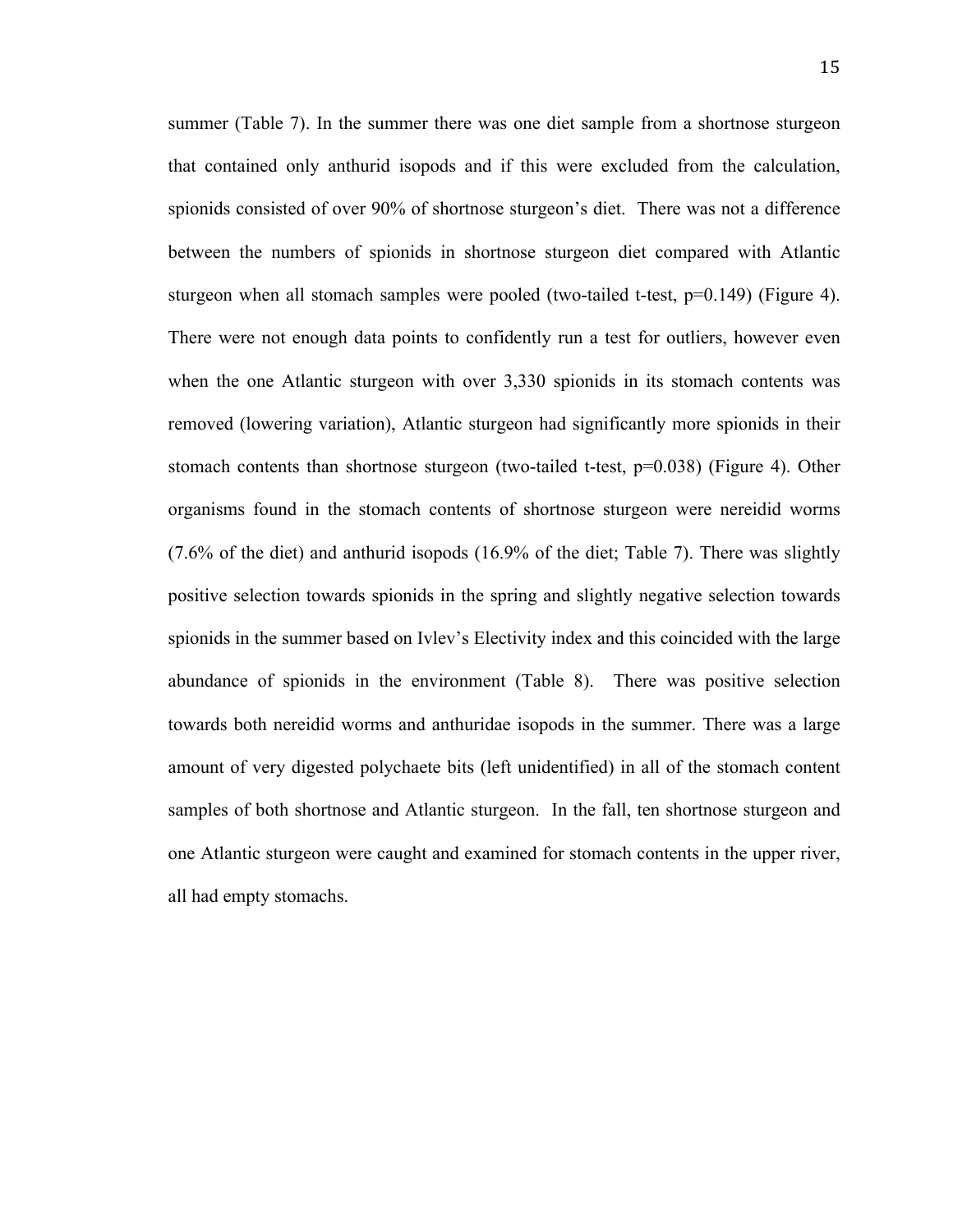summer (Table 7). In the summer there was one diet sample from a shortnose sturgeon that contained only anthurid isopods and if this were excluded from the calculation, spionids consisted of over 90% of shortnose sturgeon's diet. There was not a difference between the numbers of spionids in shortnose sturgeon diet compared with Atlantic sturgeon when all stomach samples were pooled (two-tailed t-test, $p=0.149$) (Figure 4). There were not enough data points to confidently run a test for outliers, however even when the one Atlantic sturgeon with over 3,330 spionids in its stomach contents was removed (lowering variation), Atlantic sturgeon had significantly more spionids in their stomach contents than shortnose sturgeon (two-tailed t-test, $p=0.038$) (Figure 4). Other organisms found in the stomach contents of shortnose sturgeon were nereidid worms (7.6% of the diet) and anthurid isopods (16.9% of the diet; Table 7). There was slightly positive selection towards spionids in the spring and slightly negative selection towards spionids in the summer based on Ivlev's Electivity index and this coincided with the large abundance of spionids in the environment (Table 8). There was positive selection towards both nereidid worms and anthuridae isopods in the summer. There was a large amount of very digested polychaete bits (left unidentified) in all of the stomach content samples of both shortnose and Atlantic sturgeon. In the fall, ten shortnose sturgeon and one Atlantic sturgeon were caught and examined for stomach contents in the upper river, all had empty stomachs.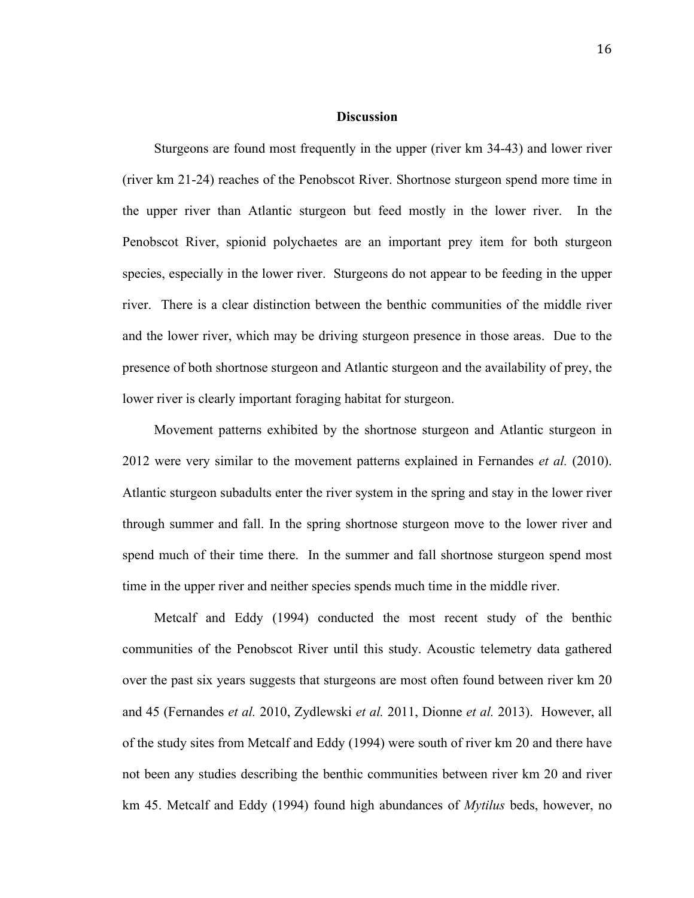## Discussion

Sturgeons are found most frequently in the upper (river km 34-43) and lower river (river km 21-24) reaches of the Penobscot River. Shortnose sturgeon spend more time in the upper river than Atlantic sturgeon but feed mostly in the lower river. In the Penobscot River, spionid polychaetes are an important prey item for both sturgeon species, especially in the lower river. Sturgeons do not appear to be feeding in the upper river. There is a clear distinction between the benthic communities of the middle river and the lower river, which may be driving sturgeon presence in those areas. Due to the presence of both shortnose sturgeon and Atlantic sturgeon and the availability of prey, the lower river is clearly important foraging habitat for sturgeon.

Movement patterns exhibited by the shortnose sturgeon and Atlantic sturgeon in 2012 were very similar to the movement patterns explained in Fernandes *et al.* (2010). Atlantic sturgeon subadults enter the river system in the spring and stay in the lower river through summer and fall. In the spring shortnose sturgeon move to the lower river and spend much of their time there. In the summer and fall shortnose sturgeon spend most time in the upper river and neither species spends much time in the middle river.

Metcalf and Eddy (1994) conducted the most recent study of the benthic communities of the Penobscot River until this study. Acoustic telemetry data gathered over the past six years suggests that sturgeons are most often found between river km 20 and 45 (Fernandes *et al.* 2010, Zydlewski *et al.* 2011, Dionne *et al.* 2013). However, all of the study sites from Metcalf and Eddy (1994) were south of river km 20 and there have not been any studies describing the benthic communities between river km 20 and river km 45. Metcalf and Eddy (1994) found high abundances of *Mytilus* beds, however, no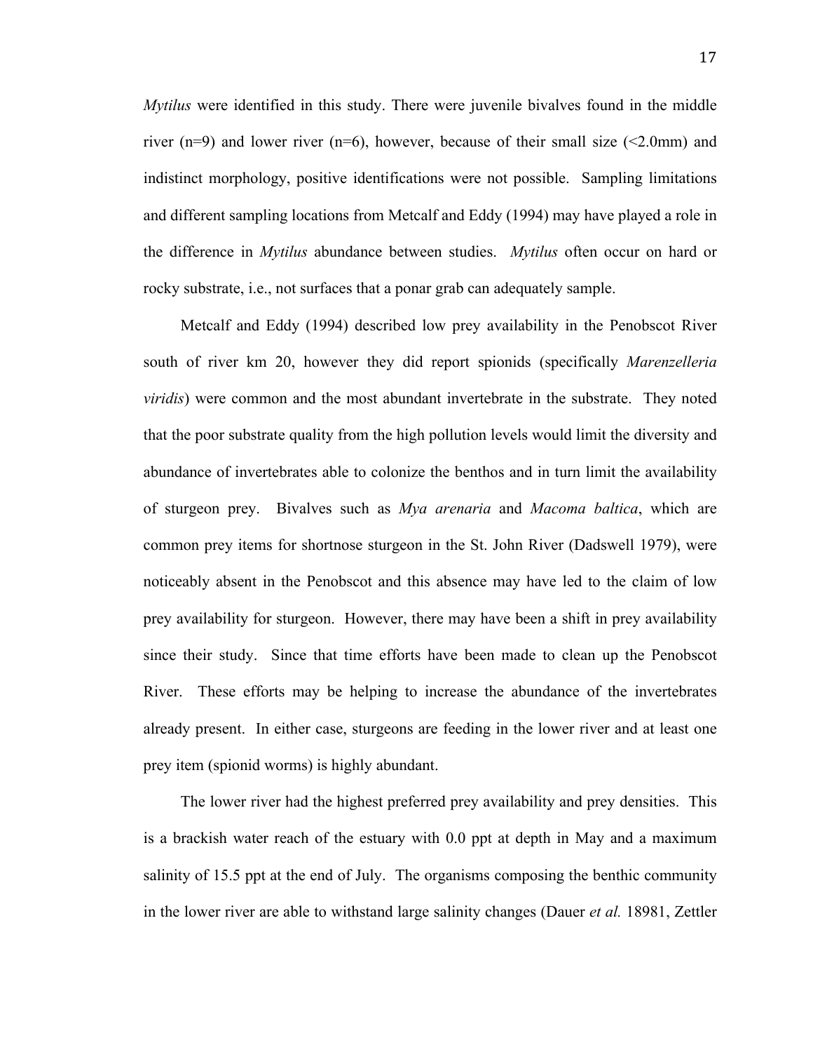*Mytilus* were identified in this study. There were juvenile bivalves found in the middle river (n=9) and lower river (n=6), however, because of their small size (<2.0mm) and indistinct morphology, positive identifications were not possible. Sampling limitations and different sampling locations from Metcalf and Eddy (1994) may have played a role in the difference in *Mytilus* abundance between studies. *Mytilus* often occur on hard or rocky substrate, i.e., not surfaces that a ponar grab can adequately sample.

Metcalf and Eddy (1994) described low prey availability in the Penobscot River south of river km 20, however they did report spionids (specifically *Marenzelleria viridis*) were common and the most abundant invertebrate in the substrate. They noted that the poor substrate quality from the high pollution levels would limit the diversity and abundance of invertebrates able to colonize the benthos and in turn limit the availability of sturgeon prey. Bivalves such as *Mya arenaria* and *Macoma baltica*, which are common prey items for shortnose sturgeon in the St. John River (Dadswell 1979), were noticeably absent in the Penobscot and this absence may have led to the claim of low prey availability for sturgeon. However, there may have been a shift in prey availability since their study. Since that time efforts have been made to clean up the Penobscot River. These efforts may be helping to increase the abundance of the invertebrates already present. In either case, sturgeons are feeding in the lower river and at least one prey item (spionid worms) is highly abundant.

The lower river had the highest preferred prey availability and prey densities. This is a brackish water reach of the estuary with 0.0 ppt at depth in May and a maximum salinity of 15.5 ppt at the end of July. The organisms composing the benthic community in the lower river are able to withstand large salinity changes (Dauer *et al.* 18981, Zettler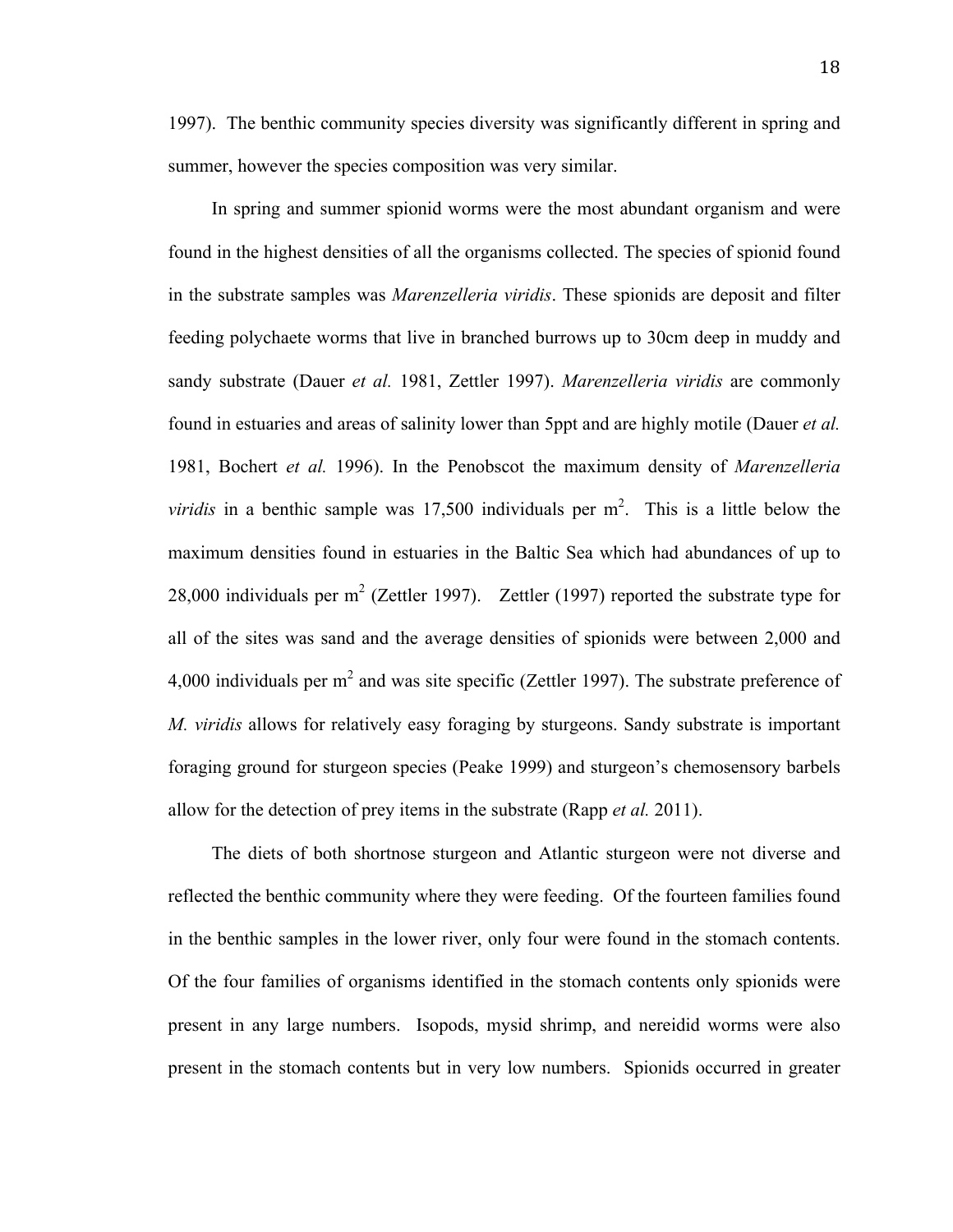1997). The benthic community species diversity was significantly different in spring and summer, however the species composition was very similar.

In spring and summer spionid worms were the most abundant organism and were found in the highest densities of all the organisms collected. The species of spionid found in the substrate samples was *Marenzelleria viridis*. These spionids are deposit and filter feeding polychaete worms that live in branched burrows up to 30cm deep in muddy and sandy substrate (Dauer *et al.* 1981, Zettler 1997). *Marenzelleria viridis* are commonly found in estuaries and areas of salinity lower than 5ppt and are highly motile (Dauer *et al.* 1981, Bochert *et al.* 1996). In the Penobscot the maximum density of *Marenzelleria viridis* in a benthic sample was 17,500 individuals per $m^2$. This is a little below the maximum densities found in estuaries in the Baltic Sea which had abundances of up to 28,000 individuals per $m^2$ (Zettler 1997). Zettler (1997) reported the substrate type for all of the sites was sand and the average densities of spionids were between 2,000 and 4,000 individuals per $m^2$ and was site specific (Zettler 1997). The substrate preference of *M. viridis* allows for relatively easy foraging by sturgeons. Sandy substrate is important foraging ground for sturgeon species (Peake 1999) and sturgeon's chemosensory barbels allow for the detection of prey items in the substrate (Rapp *et al.* 2011).

The diets of both shortnose sturgeon and Atlantic sturgeon were not diverse and reflected the benthic community where they were feeding. Of the fourteen families found in the benthic samples in the lower river, only four were found in the stomach contents. Of the four families of organisms identified in the stomach contents only spionids were present in any large numbers. Isopods, mysid shrimp, and nereidid worms were also present in the stomach contents but in very low numbers. Spionids occurred in greater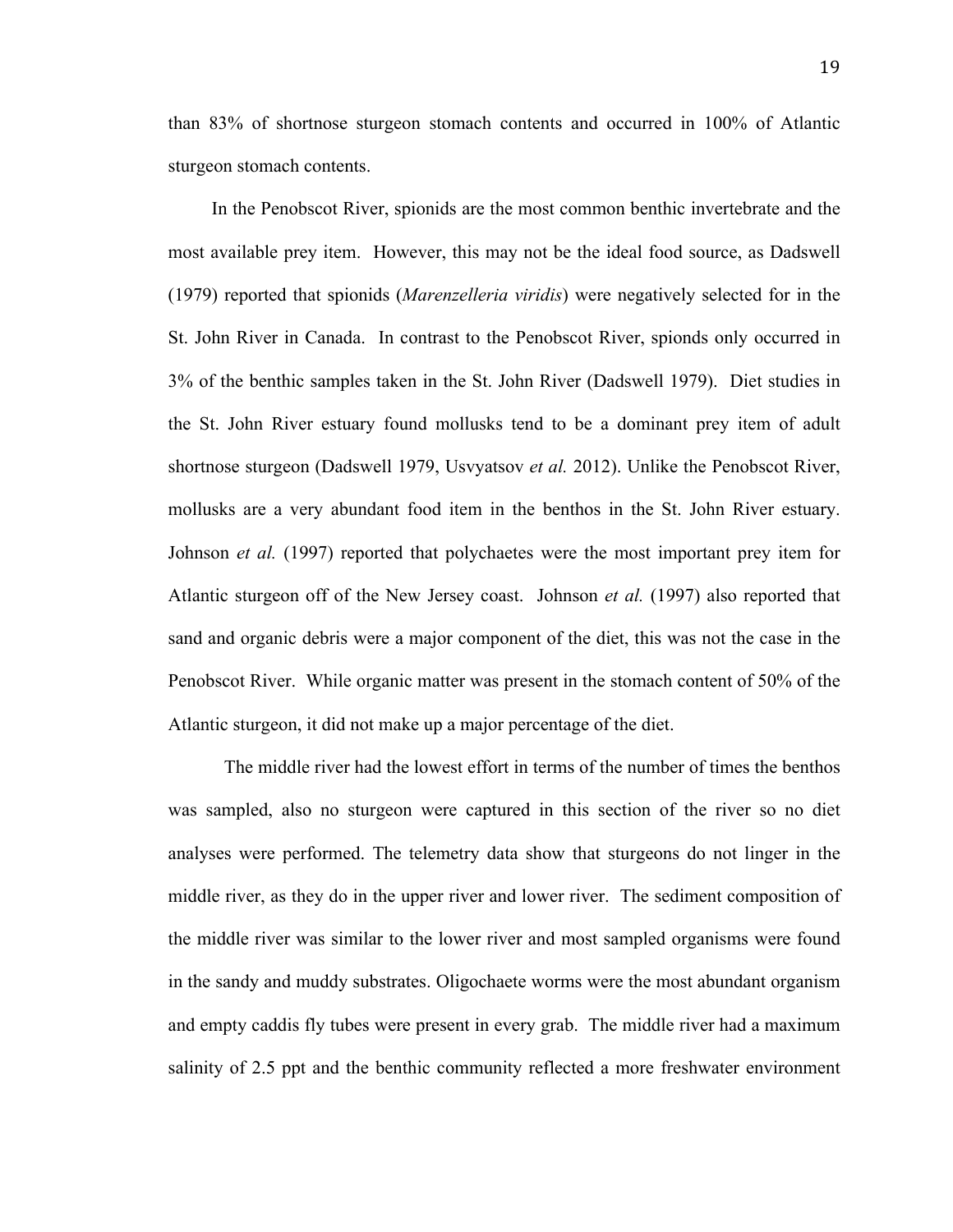than 83% of shortnose sturgeon stomach contents and occurred in 100% of Atlantic sturgeon stomach contents.

In the Penobscot River, spionids are the most common benthic invertebrate and the most available prey item. However, this may not be the ideal food source, as Dadswell (1979) reported that spionids (*Marenzelleria viridis*) were negatively selected for in the St. John River in Canada. In contrast to the Penobscot River, spionds only occurred in 3% of the benthic samples taken in the St. John River (Dadswell 1979). Diet studies in the St. John River estuary found mollusks tend to be a dominant prey item of adult shortnose sturgeon (Dadswell 1979, Usvyatsov *et al.* 2012). Unlike the Penobscot River, mollusks are a very abundant food item in the benthos in the St. John River estuary. Johnson *et al.* (1997) reported that polychaetes were the most important prey item for Atlantic sturgeon off of the New Jersey coast. Johnson *et al.* (1997) also reported that sand and organic debris were a major component of the diet, this was not the case in the Penobscot River. While organic matter was present in the stomach content of 50% of the Atlantic sturgeon, it did not make up a major percentage of the diet.

The middle river had the lowest effort in terms of the number of times the benthos was sampled, also no sturgeon were captured in this section of the river so no diet analyses were performed. The telemetry data show that sturgeons do not linger in the middle river, as they do in the upper river and lower river. The sediment composition of the middle river was similar to the lower river and most sampled organisms were found in the sandy and muddy substrates. Oligochaete worms were the most abundant organism and empty caddis fly tubes were present in every grab. The middle river had a maximum salinity of 2.5 ppt and the benthic community reflected a more freshwater environment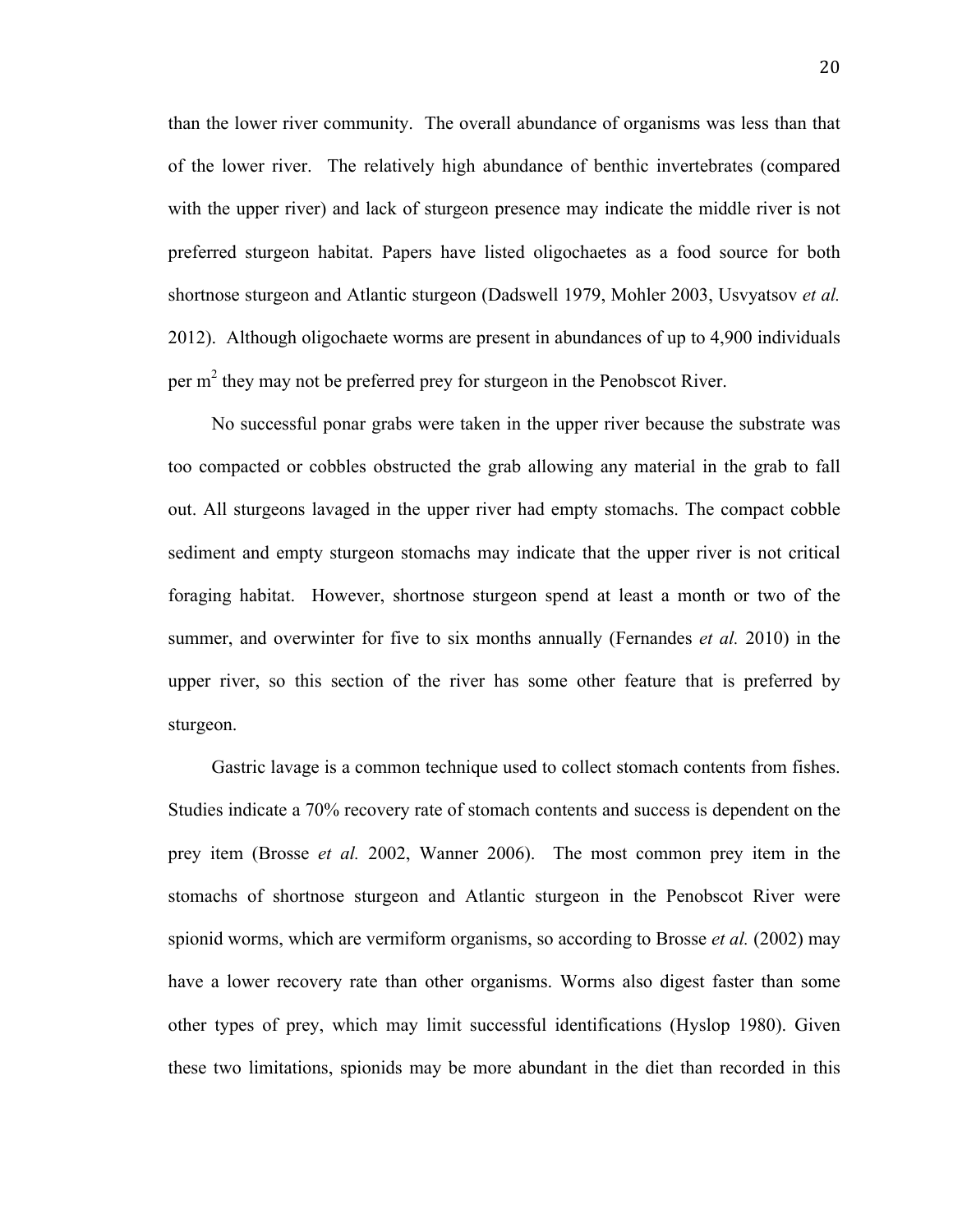than the lower river community. The overall abundance of organisms was less than that of the lower river. The relatively high abundance of benthic invertebrates (compared with the upper river) and lack of sturgeon presence may indicate the middle river is not preferred sturgeon habitat. Papers have listed oligochaetes as a food source for both shortnose sturgeon and Atlantic sturgeon (Dadswell 1979, Mohler 2003, Usvyatsov *et al.* 2012). Although oligochaete worms are present in abundances of up to 4,900 individuals per $m^2$ they may not be preferred prey for sturgeon in the Penobscot River.

No successful ponar grabs were taken in the upper river because the substrate was too compacted or cobbles obstructed the grab allowing any material in the grab to fall out. All sturgeons lavaged in the upper river had empty stomachs. The compact cobble sediment and empty sturgeon stomachs may indicate that the upper river is not critical foraging habitat. However, shortnose sturgeon spend at least a month or two of the summer, and overwinter for five to six months annually (Fernandes *et al.* 2010) in the upper river, so this section of the river has some other feature that is preferred by sturgeon.

Gastric lavage is a common technique used to collect stomach contents from fishes. Studies indicate a 70% recovery rate of stomach contents and success is dependent on the prey item (Brosse *et al.* 2002, Wanner 2006). The most common prey item in the stomachs of shortnose sturgeon and Atlantic sturgeon in the Penobscot River were spionid worms, which are vermiform organisms, so according to Brosse *et al.* (2002) may have a lower recovery rate than other organisms. Worms also digest faster than some other types of prey, which may limit successful identifications (Hyslop 1980). Given these two limitations, spionids may be more abundant in the diet than recorded in this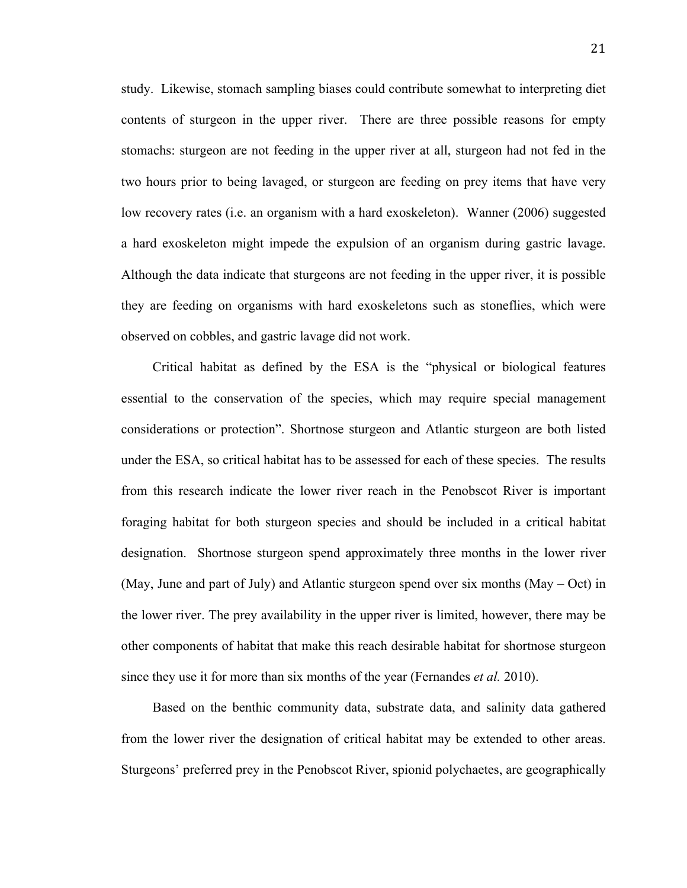study. Likewise, stomach sampling biases could contribute somewhat to interpreting diet contents of sturgeon in the upper river. There are three possible reasons for empty stomachs: sturgeon are not feeding in the upper river at all, sturgeon had not fed in the two hours prior to being lavaged, or sturgeon are feeding on prey items that have very low recovery rates (i.e. an organism with a hard exoskeleton). Wanner (2006) suggested a hard exoskeleton might impede the expulsion of an organism during gastric lavage. Although the data indicate that sturgeons are not feeding in the upper river, it is possible they are feeding on organisms with hard exoskeletons such as stoneflies, which were observed on cobbles, and gastric lavage did not work.

Critical habitat as defined by the ESA is the "physical or biological features essential to the conservation of the species, which may require special management considerations or protection". Shortnose sturgeon and Atlantic sturgeon are both listed under the ESA, so critical habitat has to be assessed for each of these species. The results from this research indicate the lower river reach in the Penobscot River is important foraging habitat for both sturgeon species and should be included in a critical habitat designation. Shortnose sturgeon spend approximately three months in the lower river (May, June and part of July) and Atlantic sturgeon spend over six months (May – Oct) in the lower river. The prey availability in the upper river is limited, however, there may be other components of habitat that make this reach desirable habitat for shortnose sturgeon since they use it for more than six months of the year (Fernandes *et al.* 2010).

Based on the benthic community data, substrate data, and salinity data gathered from the lower river the designation of critical habitat may be extended to other areas. Sturgeons' preferred prey in the Penobscot River, spionid polychaetes, are geographically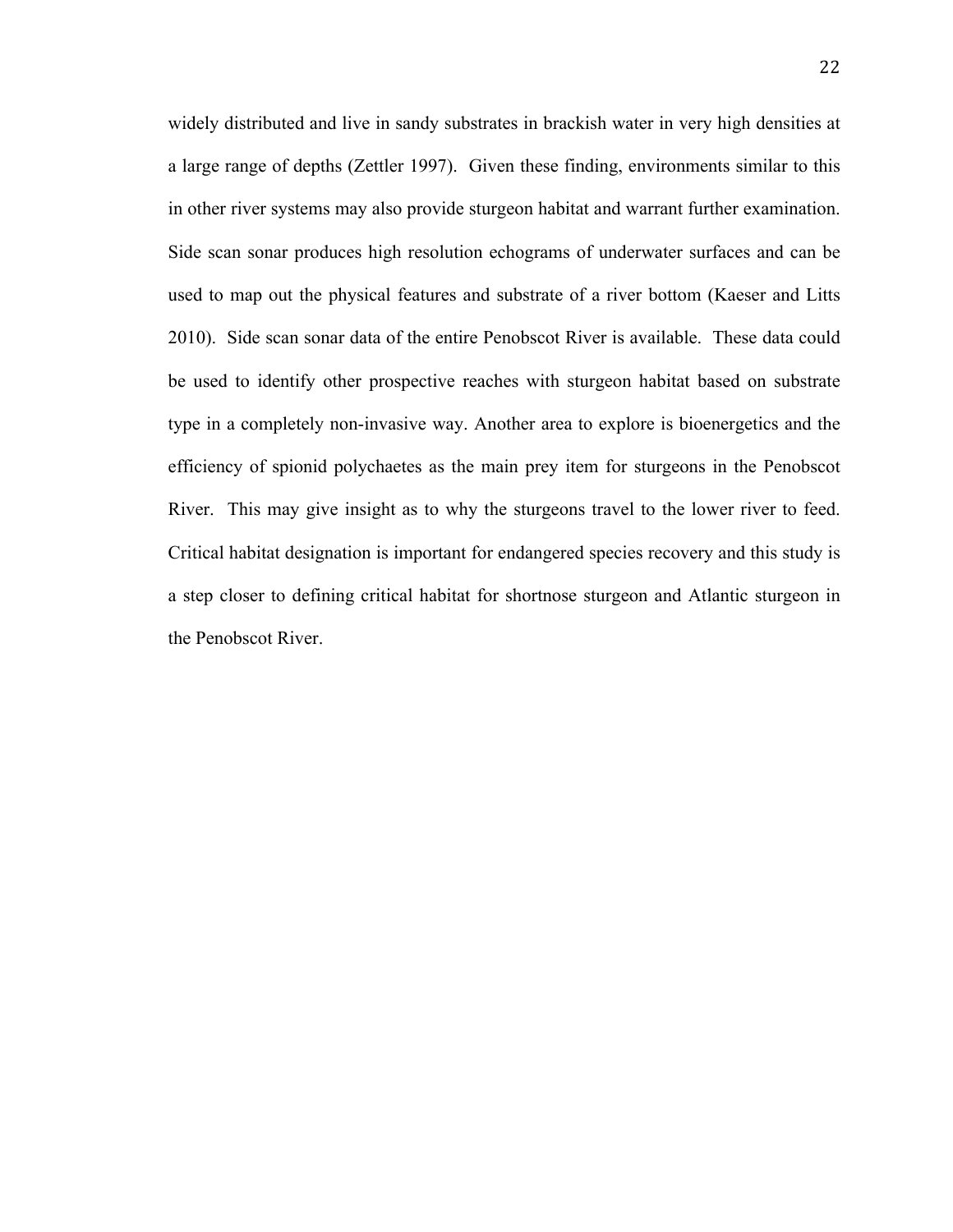widely distributed and live in sandy substrates in brackish water in very high densities at a large range of depths (Zettler 1997). Given these finding, environments similar to this in other river systems may also provide sturgeon habitat and warrant further examination. Side scan sonar produces high resolution echograms of underwater surfaces and can be used to map out the physical features and substrate of a river bottom (Kaeser and Litts 2010). Side scan sonar data of the entire Penobscot River is available. These data could be used to identify other prospective reaches with sturgeon habitat based on substrate type in a completely non-invasive way. Another area to explore is bioenergetics and the efficiency of spionid polychaetes as the main prey item for sturgeons in the Penobscot River. This may give insight as to why the sturgeons travel to the lower river to feed. Critical habitat designation is important for endangered species recovery and this study is a step closer to defining critical habitat for shortnose sturgeon and Atlantic sturgeon in the Penobscot River.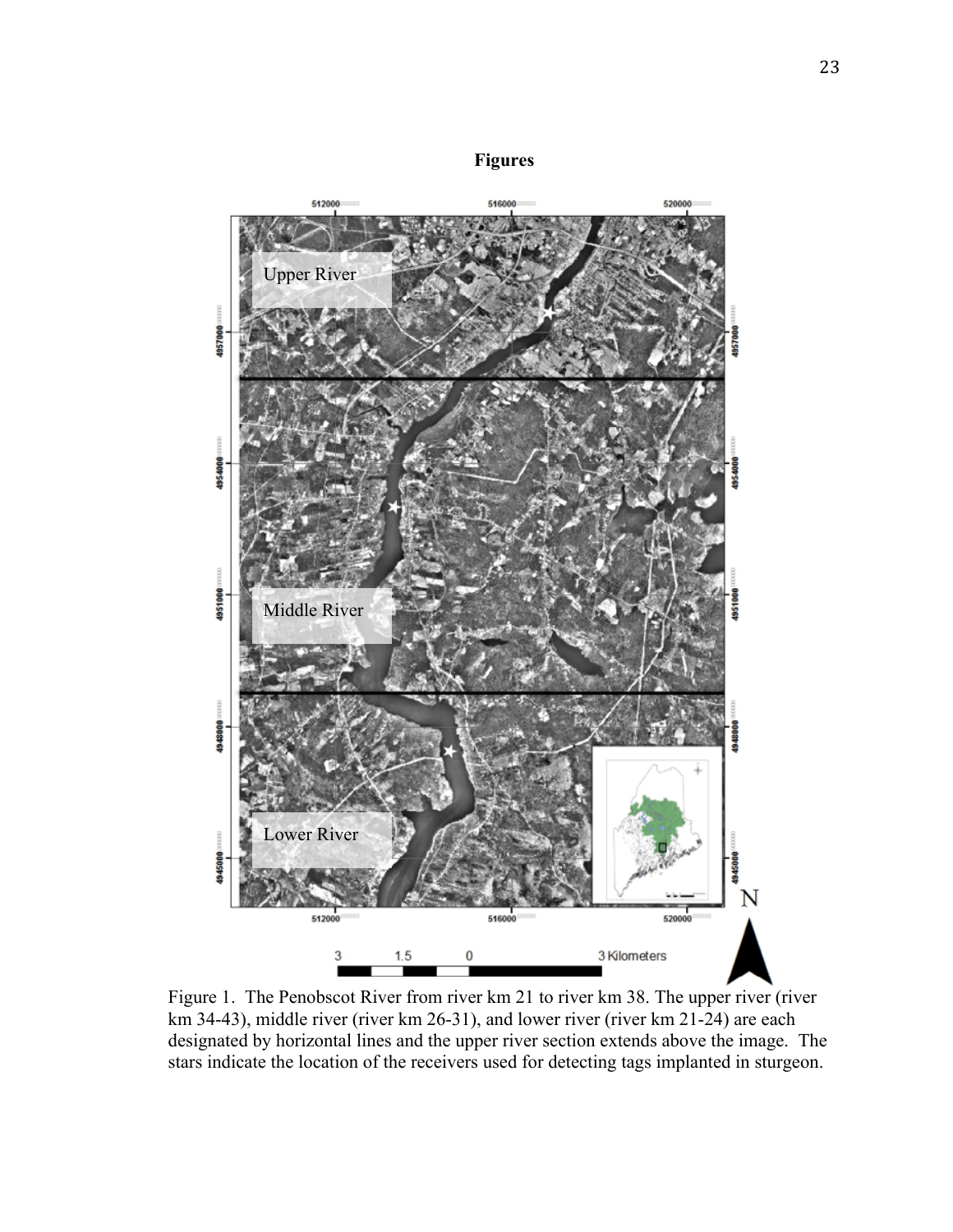# Figures

Figure 1. The Penobscot River from river km 21 to river km 38. The upper river (river km 34-43), middle river (river km 26-31), and lower river (river km 21-24) are each designated by horizontal lines and the upper river section extends above the image. The stars indicate the location of the receivers used for detecting tags implanted in sturgeon.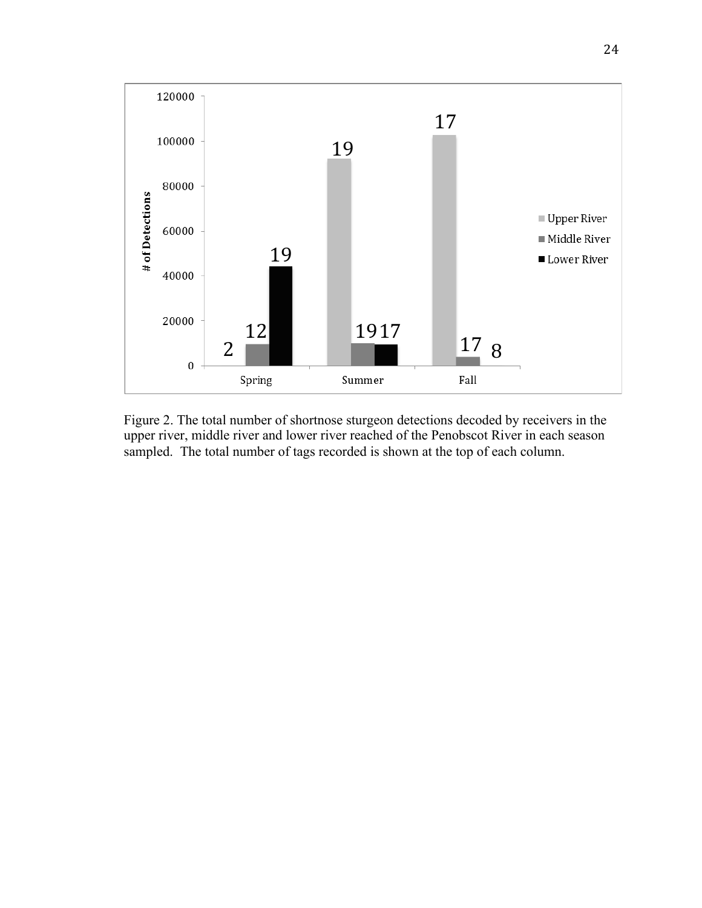Figure 2. The total number of shortnose sturgeon detections decoded by receivers in the upper river, middle river and lower river reached of the Penobscot River in each season sampled. The total number of tags recorded is shown at the top of each column.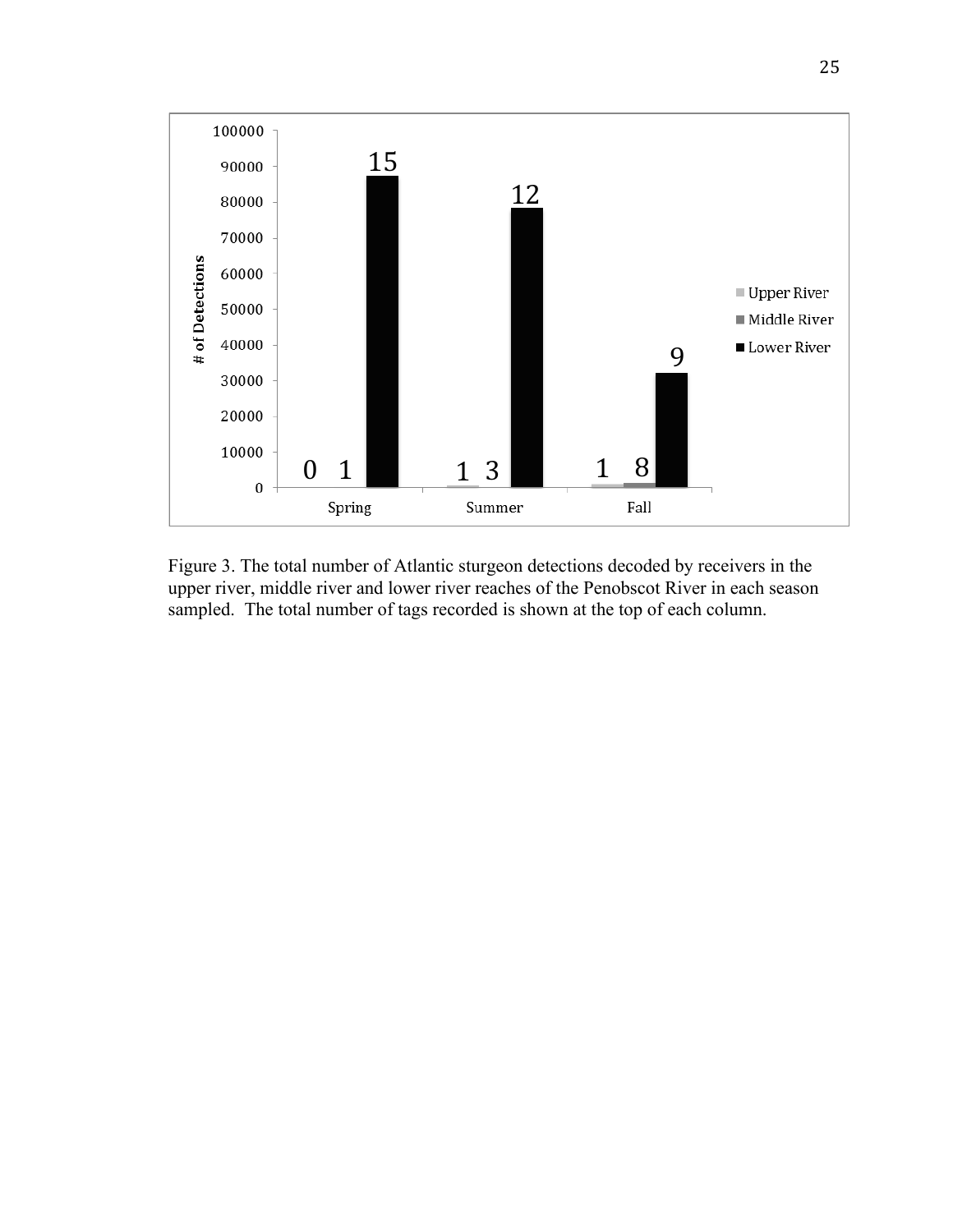Figure 3. The total number of Atlantic sturgeon detections decoded by receivers in the upper river, middle river and lower river reaches of the Penobscot River in each season sampled. The total number of tags recorded is shown at the top of each column.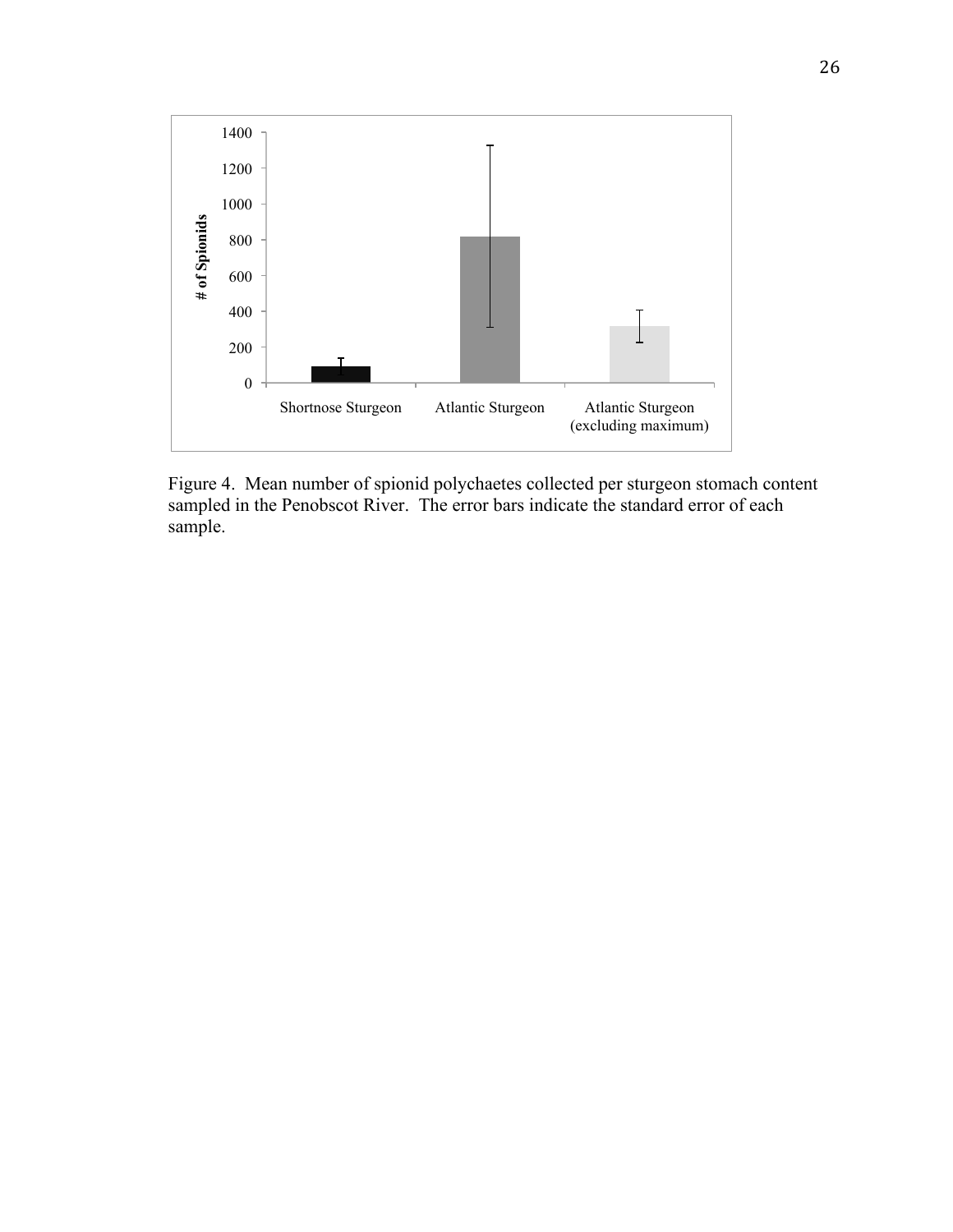Figure 4. Mean number of spionid polychaetes collected per sturgeon stomach content sampled in the Penobscot River. The error bars indicate the standard error of each sample.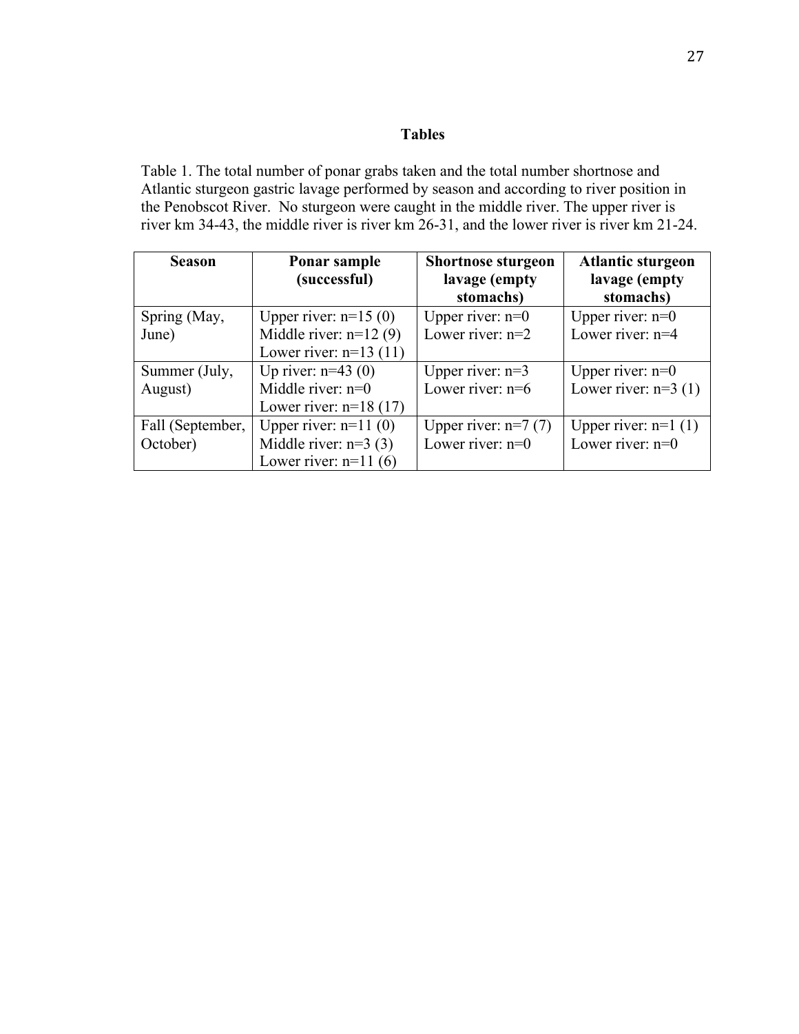## Tables

Table 1. The total number of ponar grabs taken and the total number shortnose and Atlantic sturgeon gastric lavage performed by season and according to river position in the Penobscot River. No sturgeon were caught in the middle river. The upper river is river km 34-43, the middle river is river km 26-31, and the lower river is river km 21-24.

| Season | Ponar sample (successful) | Shortnose sturgeon lavage (empty stomachs) | Atlantic sturgeon lavage (empty stomachs) |
|---|---|---|---|
| Spring (May, June) | Upper river: n=15 (0)<br>Middle river: n=12 (9)<br>Lower river: n=13 (11) | Upper river: n=0<br>Lower river: n=2 | Upper river: n=0<br>Lower river: n=4 |
| Summer (July, August) | Up river: n=43 (0)<br>Middle river: n=0<br>Lower river: n=18 (17) | Upper river: n=3<br>Lower river: n=6 | Upper river: n=0<br>Lower river: n=3 (1) |
| Fall (September, October) | Upper river: n=11 (0)<br>Middle river: n=3 (3)<br>Lower river: n=11 (6) | Upper river: n=7 (7)<br>Lower river: n=0 | Upper river: n=1 (1)<br>Lower river: n=0 |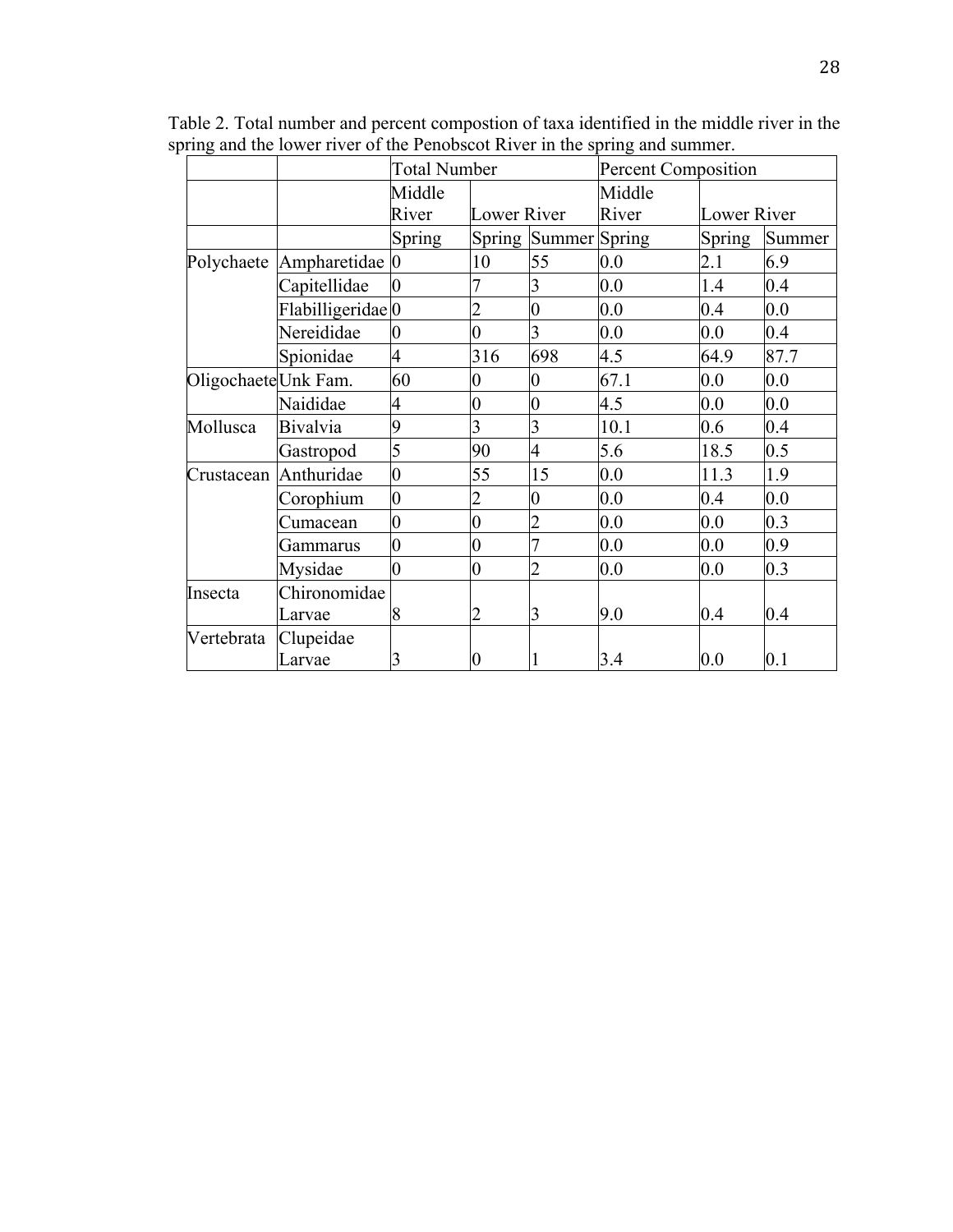Table 2. Total number and percent compostion of taxa identified in the middle river in the spring and the lower river of the Penobscot River in the spring and summer.

| | | Total Number | | | Percent Composition | | |
|---|---|---|---|---|---|---|---|
| | | Middle River | Lower River | | Middle River | Lower River | |
| | | Spring | Spring | Summer | Spring | Spring | Summer |
| Polychaete | Ampharetidae | 0 | 10 | 55 | 0.0 | 2.1 | 6.9 |
| | Capitellidae | 0 | 7 | 3 | 0.0 | 1.4 | 0.4 |
| | Flabilligeridae | 0 | 2 | 0 | 0.0 | 0.4 | 0.0 |
| | Nereididae | 0 | 0 | 3 | 0.0 | 0.0 | 0.4 |
| | Spionidae | 4 | 316 | 698 | 4.5 | 64.9 | 87.7 |
| Oligochaete | Unk Fam. | 60 | 0 | 0 | 67.1 | 0.0 | 0.0 |
| | Naididae | 4 | 0 | 0 | 4.5 | 0.0 | 0.0 |
| Mollusca | Bivalvia | 9 | 3 | 3 | 10.1 | 0.6 | 0.4 |
| | Gastropod | 5 | 90 | 4 | 5.6 | 18.5 | 0.5 |
| Crustacean | Anthuridae | 0 | 55 | 15 | 0.0 | 11.3 | 1.9 |
| | Corophium | 0 | 2 | 0 | 0.0 | 0.4 | 0.0 |
| | Cumacean | 0 | 0 | 2 | 0.0 | 0.0 | 0.3 |
| | Gammarus | 0 | 0 | 7 | 0.0 | 0.0 | 0.9 |
| | Mysidae | 0 | 0 | 2 | 0.0 | 0.0 | 0.3 |
| Insecta | Chironomidae Larvae | 8 | 2 | 3 | 9.0 | 0.4 | 0.4 |
| Vertebrata | Clupeidae Larvae | 3 | 0 | 1 | 3.4 | 0.0 | 0.1 |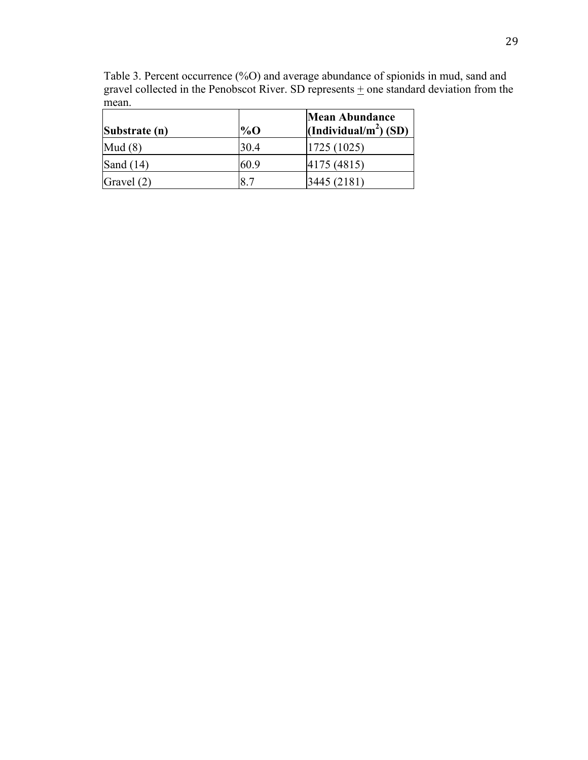Table 3. Percent occurrence (%O) and average abundance of spionids in mud, sand and gravel collected in the Penobscot River. SD represents ± one standard deviation from the mean.

| **Substrate (n)** | **%O** | **Mean Abundance (Individual/$m^2$) (SD)** |
|---|---|---|
| Mud (8) | 30.4 | 1725 (1025) |
| Sand (14) | 60.9 | 4175 (4815) |
| Gravel (2) | 8.7 | 3445 (2181) |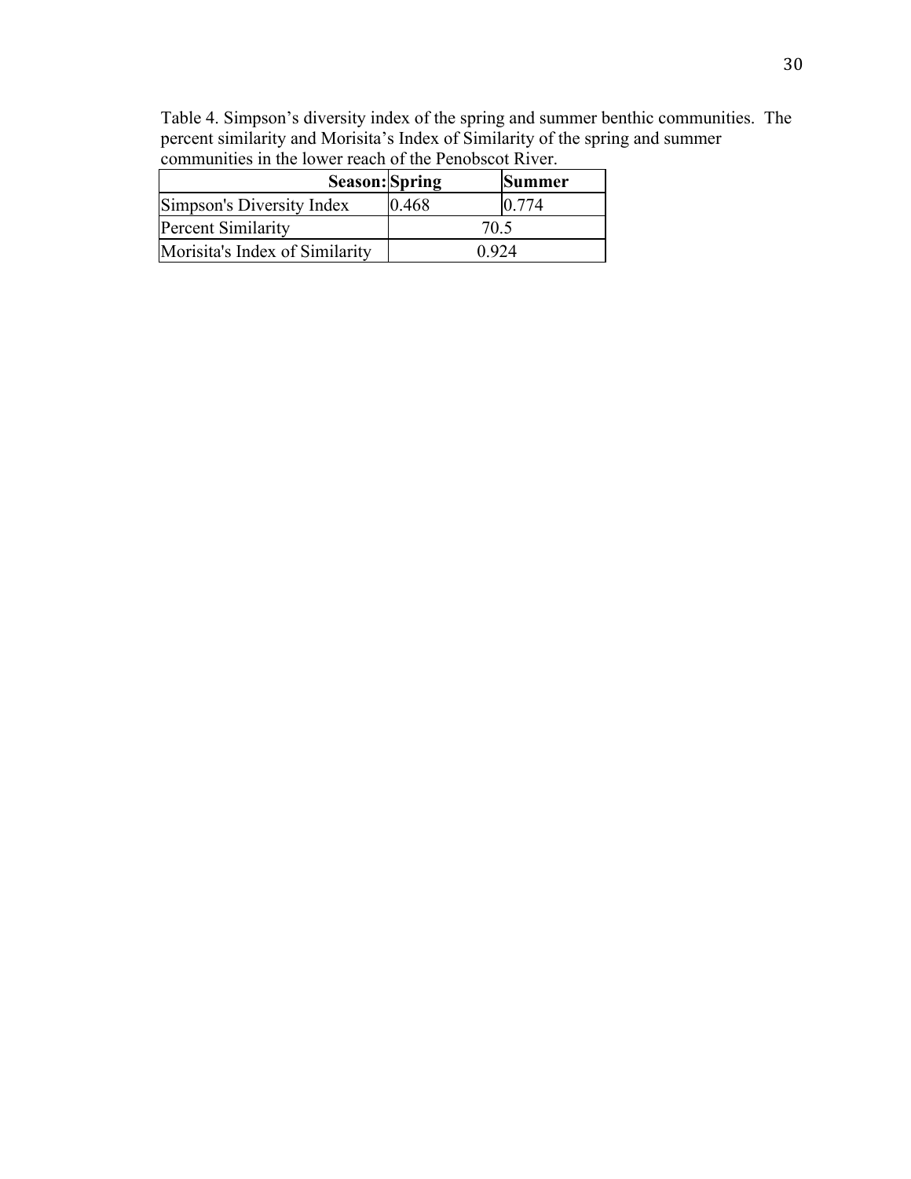Table 4. Simpson's diversity index of the spring and summer benthic communities. The percent similarity and Morisita's Index of Similarity of the spring and summer communities in the lower reach of the Penobscot River.

| **Season:** | **Spring** | **Summer** |
|---|---|---|
| Simpson's Diversity Index | 0.468 | 0.774 |
| Percent Similarity | 70.5 | |
| Morisita's Index of Similarity | 0.924 | |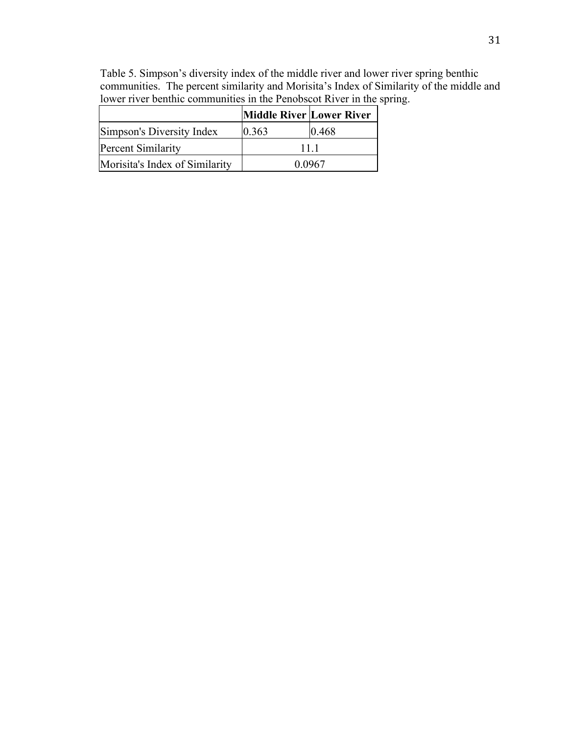Table 5. Simpson's diversity index of the middle river and lower river spring benthic communities. The percent similarity and Morisita's Index of Similarity of the middle and lower river benthic communities in the Penobscot River in the spring.

| | **Middle River** | **Lower River** |
|---|---|---|
| Simpson's Diversity Index | 0.363 | 0.468 |
| Percent Similarity | 11.1 | |
| Morisita's Index of Similarity | 0.0967 | |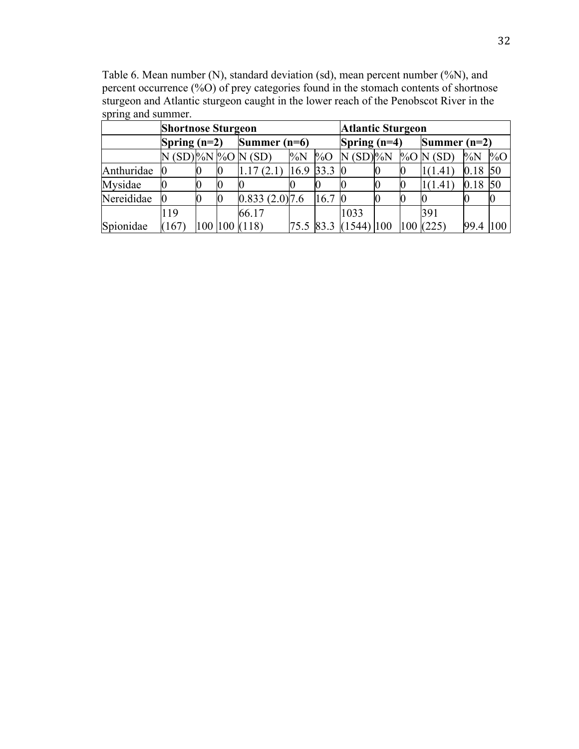Table 6. Mean number (N), standard deviation (sd), mean percent number (%N), and percent occurrence (%O) of prey categories found in the stomach contents of shortnose sturgeon and Atlantic sturgeon caught in the lower reach of the Penobscot River in the spring and summer.

| | **Shortnose Sturgeon** | | | | | | **Atlantic Sturgeon** | | | | | |
|---|---|---|---|---|---|---|---|---|---|---|---|---|
| | **Spring (n=2)** | | | **Summer (n=6)** | | | **Spring (n=4)** | | | **Summer (n=2)** | | |
| | N (SD) | %N | %O | N (SD) | %N | %O | N (SD) | %N | %O | N (SD) | %N | %O |
| Anthuridae | 0 | 0 | 0 | 1.17 (2.1) | 16.9 | 33.3 | 0 | 0 | 0 | 1(1.41) | 0.18 | 50 |
| Mysidae | 0 | 0 | 0 | 0 | 0 | 0 | 0 | 0 | 0 | 1(1.41) | 0.18 | 50 |
| Nereididae | 0 | 0 | 0 | 0.833 (2.0) | 7.6 | 16.7 | 0 | 0 | 0 | 0 | 0 | 0 |
| Spionidae | 119 (167) | 100 | 100 | 66.17 (118) | 75.5 | 83.3 | 1033 (1544) | 100 | 100 | 391 (225) | 99.4 | 100 |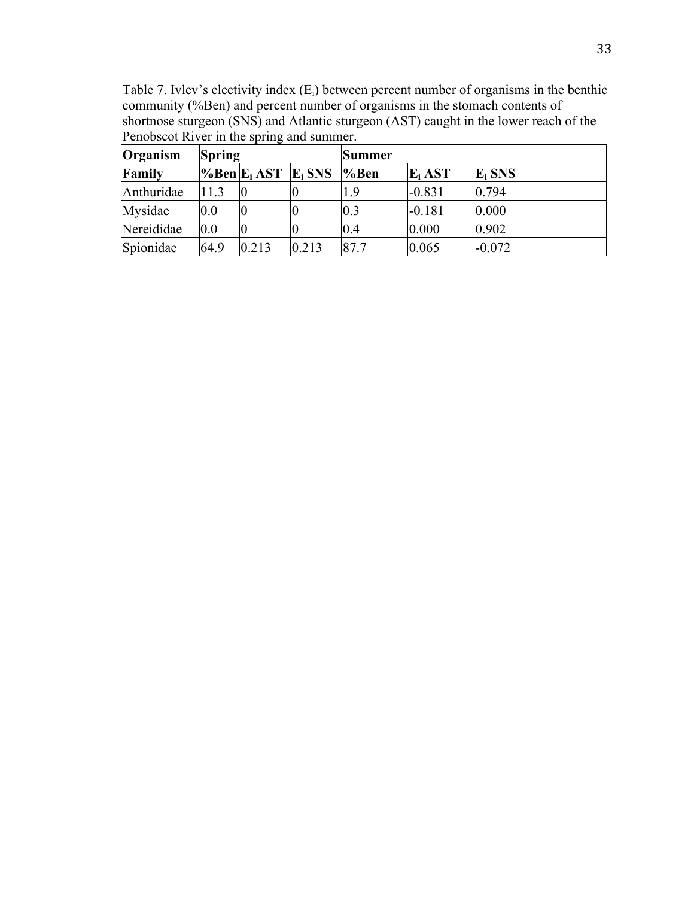Table 7. Ivlev's electivity index ($E_i$) between percent number of organisms in the benthic community (%Ben) and percent number of organisms in the stomach contents of shortnose sturgeon (SNS) and Atlantic sturgeon (AST) caught in the lower reach of the Penobscot River in the spring and summer.

| **Organism** | **Spring** | | | **Summer** | | |
|---|---|---|---|---|---|---|
| **Family** | **%Ben** | **$E_i$ AST** | **$E_i$ SNS** | **%Ben** | **$E_i$ AST** | **$E_i$ SNS** |
| Anthuridae | 11.3 | 0 | 0 | 1.9 | -0.831 | 0.794 |
| Mysidae | 0.0 | 0 | 0 | 0.3 | -0.181 | 0.000 |
| Nereididae | 0.0 | 0 | 0 | 0.4 | 0.000 | 0.902 |
| Spionidae | 64.9 | 0.213 | 0.213 | 87.7 | 0.065 | -0.072 |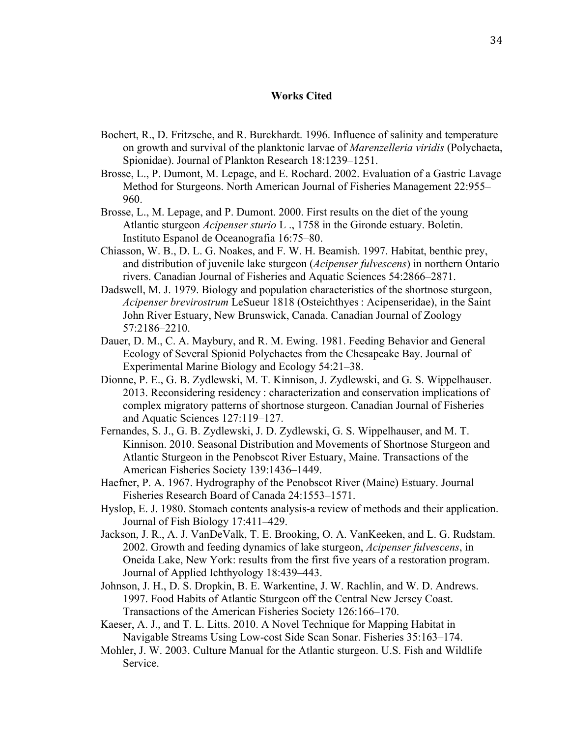## Works Cited

Bochert, R., D. Fritzsche, and R. Burckhardt. 1996. Influence of salinity and temperature on growth and survival of the planktonic larvae of *Marenzelleria viridis* (Polychaeta, Spionidae). Journal of Plankton Research 18:1239–1251.

Brosse, L., P. Dumont, M. Lepage, and E. Rochard. 2002. Evaluation of a Gastric Lavage Method for Sturgeons. North American Journal of Fisheries Management 22:955–960.

Brosse, L., M. Lepage, and P. Dumont. 2000. First results on the diet of the young Atlantic sturgeon *Acipenser sturio* L ., 1758 in the Gironde estuary. Boletin. Instituto Espanol de Oceanografia 16:75–80.

Chiasson, W. B., D. L. G. Noakes, and F. W. H. Beamish. 1997. Habitat, benthic prey, and distribution of juvenile lake sturgeon (*Acipenser fulvescens*) in northern Ontario rivers. Canadian Journal of Fisheries and Aquatic Sciences 54:2866–2871.

Dadswell, M. J. 1979. Biology and population characteristics of the shortnose sturgeon, *Acipenser brevirostrum* LeSueur 1818 (Osteichthyes : Acipenseridae), in the Saint John River Estuary, New Brunswick, Canada. Canadian Journal of Zoology 57:2186–2210.

Dauer, D. M., C. A. Maybury, and R. M. Ewing. 1981. Feeding Behavior and General Ecology of Several Spionid Polychaetes from the Chesapeake Bay. Journal of Experimental Marine Biology and Ecology 54:21–38.

Dionne, P. E., G. B. Zydlewski, M. T. Kinnison, J. Zydlewski, and G. S. Wippelhauser. 2013. Reconsidering residency : characterization and conservation implications of complex migratory patterns of shortnose sturgeon. Canadian Journal of Fisheries and Aquatic Sciences 127:119–127.

Fernandes, S. J., G. B. Zydlewski, J. D. Zydlewski, G. S. Wippelhauser, and M. T. Kinnison. 2010. Seasonal Distribution and Movements of Shortnose Sturgeon and Atlantic Sturgeon in the Penobscot River Estuary, Maine. Transactions of the American Fisheries Society 139:1436–1449.

Haefner, P. A. 1967. Hydrography of the Penobscot River (Maine) Estuary. Journal Fisheries Research Board of Canada 24:1553–1571.

Hyslop, E. J. 1980. Stomach contents analysis-a review of methods and their application. Journal of Fish Biology 17:411–429.

Jackson, J. R., A. J. VanDeValk, T. E. Brooking, O. A. VanKeeken, and L. G. Rudstam. 2002. Growth and feeding dynamics of lake sturgeon, *Acipenser fulvescens*, in Oneida Lake, New York: results from the first five years of a restoration program. Journal of Applied Ichthyology 18:439–443.

Johnson, J. H., D. S. Dropkin, B. E. Warkentine, J. W. Rachlin, and W. D. Andrews. 1997. Food Habits of Atlantic Sturgeon off the Central New Jersey Coast. Transactions of the American Fisheries Society 126:166–170.

Kaeser, A. J., and T. L. Litts. 2010. A Novel Technique for Mapping Habitat in Navigable Streams Using Low-cost Side Scan Sonar. Fisheries 35:163–174.

Mohler, J. W. 2003. Culture Manual for the Atlantic sturgeon. U.S. Fish and Wildlife Service.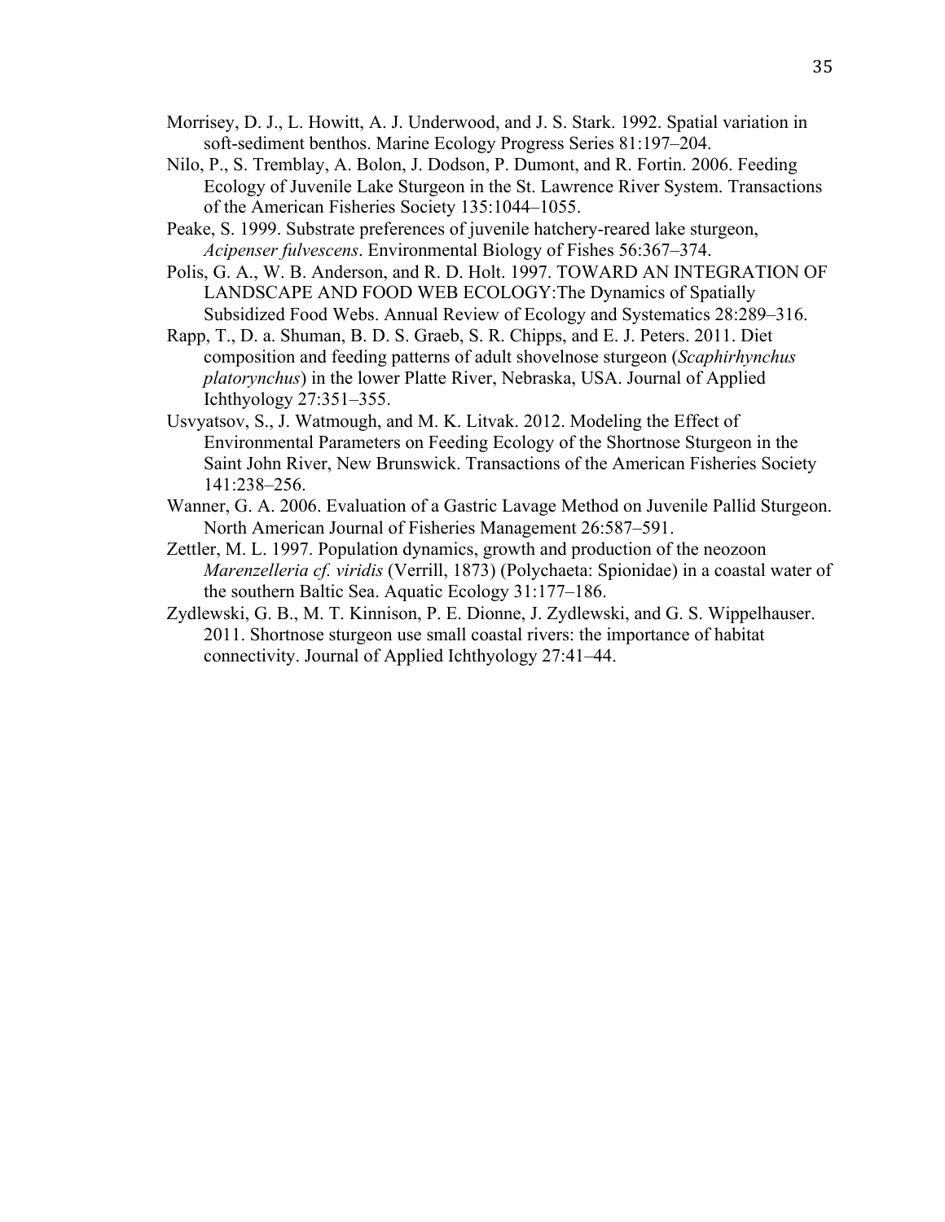Morrisey, D. J., L. Howitt, A. J. Underwood, and J. S. Stark. 1992. Spatial variation in soft-sediment benthos. Marine Ecology Progress Series 81:197–204.

Nilo, P., S. Tremblay, A. Bolon, J. Dodson, P. Dumont, and R. Fortin. 2006. Feeding Ecology of Juvenile Lake Sturgeon in the St. Lawrence River System. Transactions of the American Fisheries Society 135:1044–1055.

Peake, S. 1999. Substrate preferences of juvenile hatchery-reared lake sturgeon, *Acipenser fulvescens*. Environmental Biology of Fishes 56:367–374.

Polis, G. A., W. B. Anderson, and R. D. Holt. 1997. TOWARD AN INTEGRATION OF LANDSCAPE AND FOOD WEB ECOLOGY:The Dynamics of Spatially Subsidized Food Webs. Annual Review of Ecology and Systematics 28:289–316.

Rapp, T., D. a. Shuman, B. D. S. Graeb, S. R. Chipps, and E. J. Peters. 2011. Diet composition and feeding patterns of adult shovelnose sturgeon (*Scaphirhynchus platorynchus*) in the lower Platte River, Nebraska, USA. Journal of Applied Ichthyology 27:351–355.

Usvyatsov, S., J. Watmough, and M. K. Litvak. 2012. Modeling the Effect of Environmental Parameters on Feeding Ecology of the Shortnose Sturgeon in the Saint John River, New Brunswick. Transactions of the American Fisheries Society 141:238–256.

Wanner, G. A. 2006. Evaluation of a Gastric Lavage Method on Juvenile Pallid Sturgeon. North American Journal of Fisheries Management 26:587–591.

Zettler, M. L. 1997. Population dynamics, growth and production of the neozoon *Marenzelleria cf. viridis* (Verrill, 1873) (Polychaeta: Spionidae) in a coastal water of the southern Baltic Sea. Aquatic Ecology 31:177–186.

Zydlewski, G. B., M. T. Kinnison, P. E. Dionne, J. Zydlewski, and G. S. Wippelhauser. 2011. Shortnose sturgeon use small coastal rivers: the importance of habitat connectivity. Journal of Applied Ichthyology 27:41–44.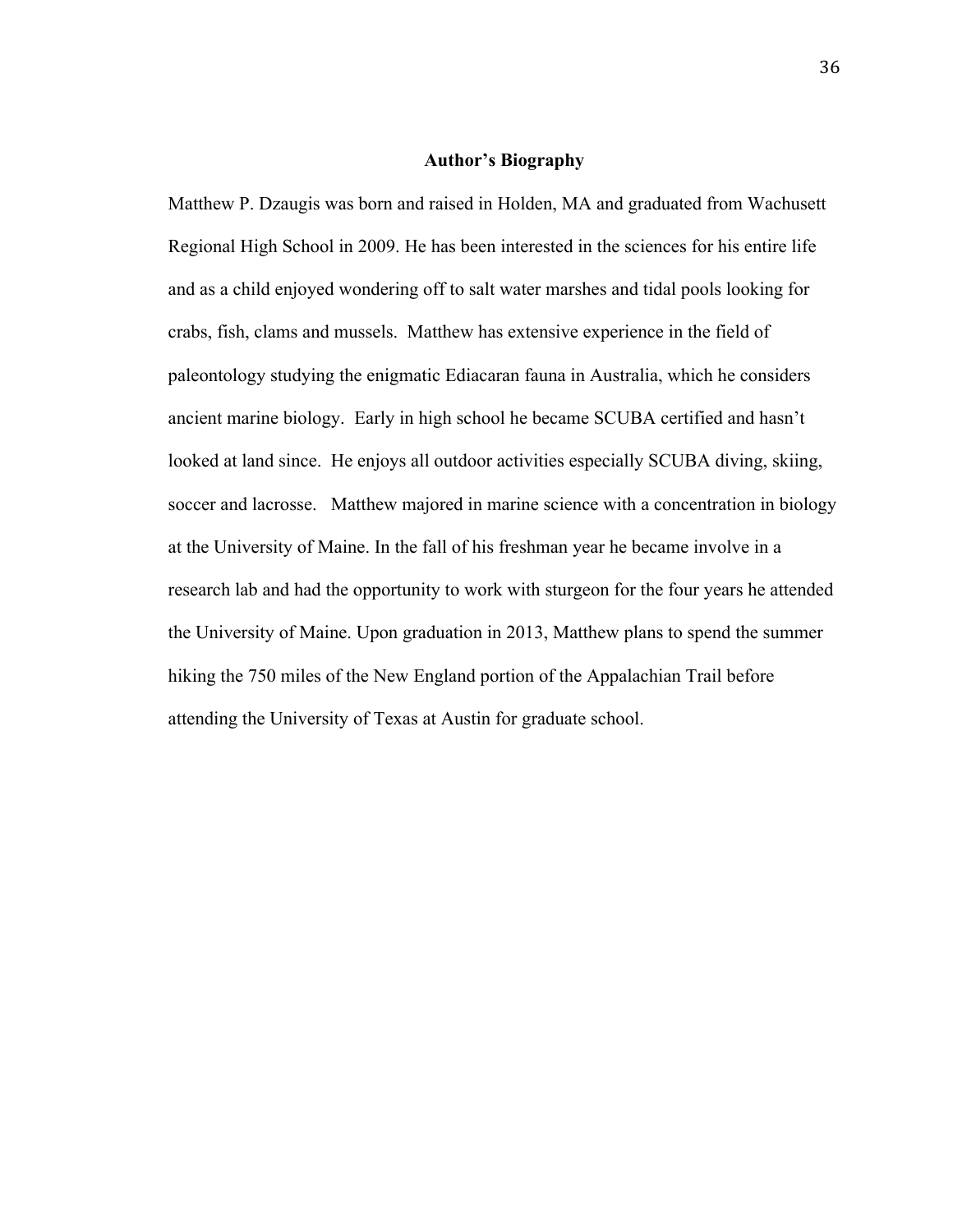## Author's Biography

Matthew P. Dzaugis was born and raised in Holden, MA and graduated from Wachusett Regional High School in 2009. He has been interested in the sciences for his entire life and as a child enjoyed wondering off to salt water marshes and tidal pools looking for crabs, fish, clams and mussels. Matthew has extensive experience in the field of paleontology studying the enigmatic Ediacaran fauna in Australia, which he considers ancient marine biology. Early in high school he became SCUBA certified and hasn't looked at land since. He enjoys all outdoor activities especially SCUBA diving, skiing, soccer and lacrosse. Matthew majored in marine science with a concentration in biology at the University of Maine. In the fall of his freshman year he became involve in a research lab and had the opportunity to work with sturgeon for the four years he attended the University of Maine. Upon graduation in 2013, Matthew plans to spend the summer hiking the 750 miles of the New England portion of the Appalachian Trail before attending the University of Texas at Austin for graduate school.